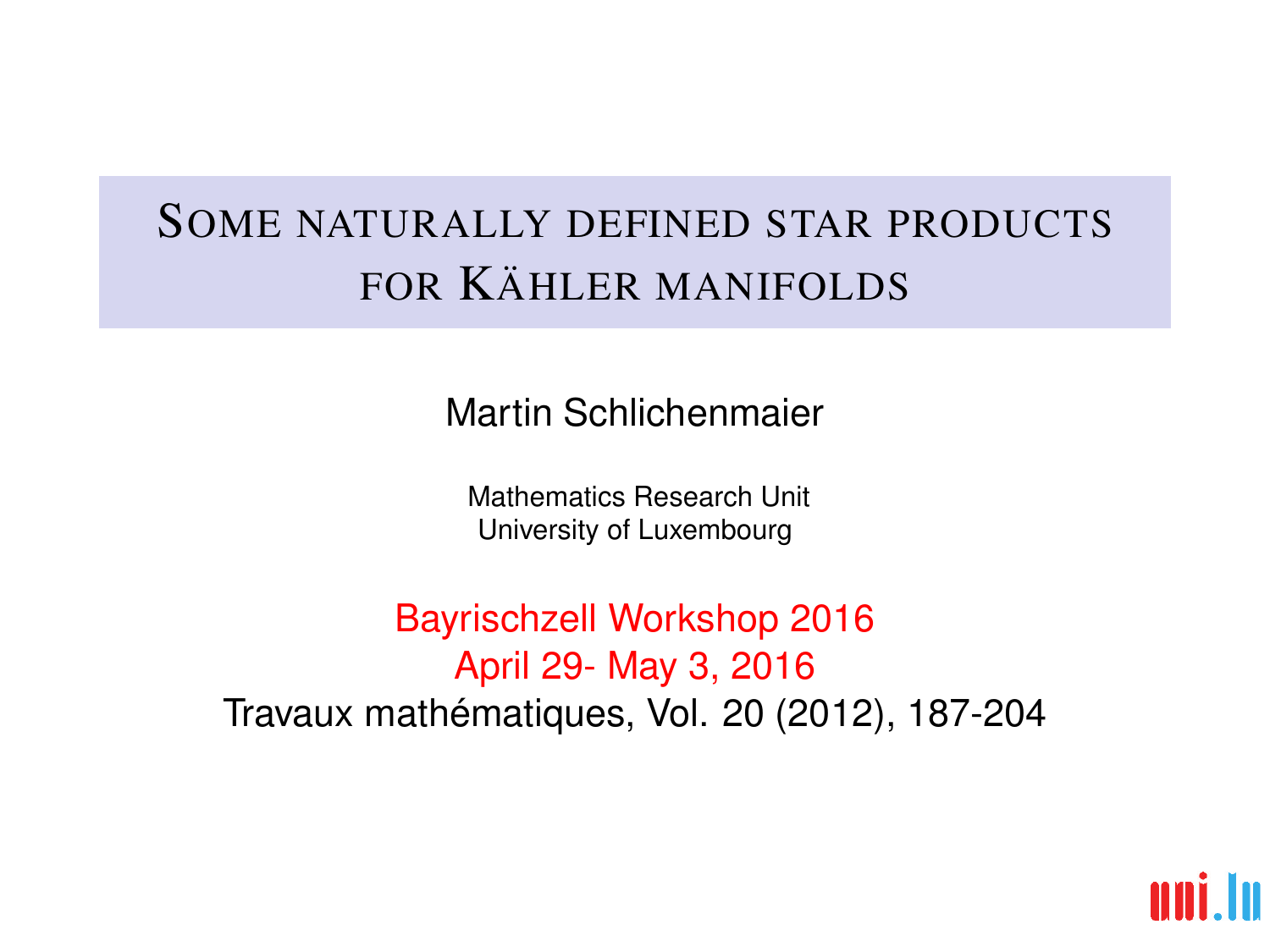# Some naturally defined star products for Kähler manifolds

Martin Schlichenmaier

Mathematics Research Unit
University of Luxembourg

Bayrischzell Workshop 2016
April 29- May 3, 2016

Travaux mathématiques, Vol. 20 (2012), 187-204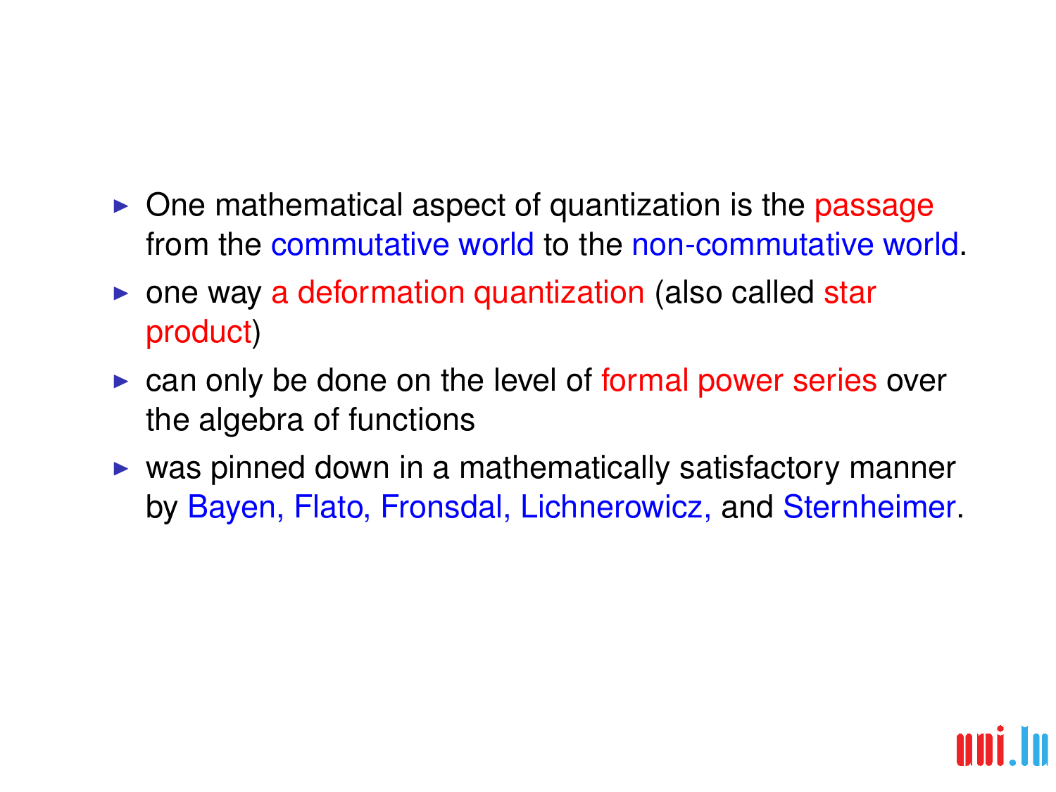- One mathematical aspect of quantization is the passage from the commutative world to the non-commutative world.
- one way a deformation quantization (also called star product)
- can only be done on the level of formal power series over the algebra of functions
- was pinned down in a mathematically satisfactory manner by Bayen, Flato, Fronsdal, Lichnerowicz, and Sternheimer.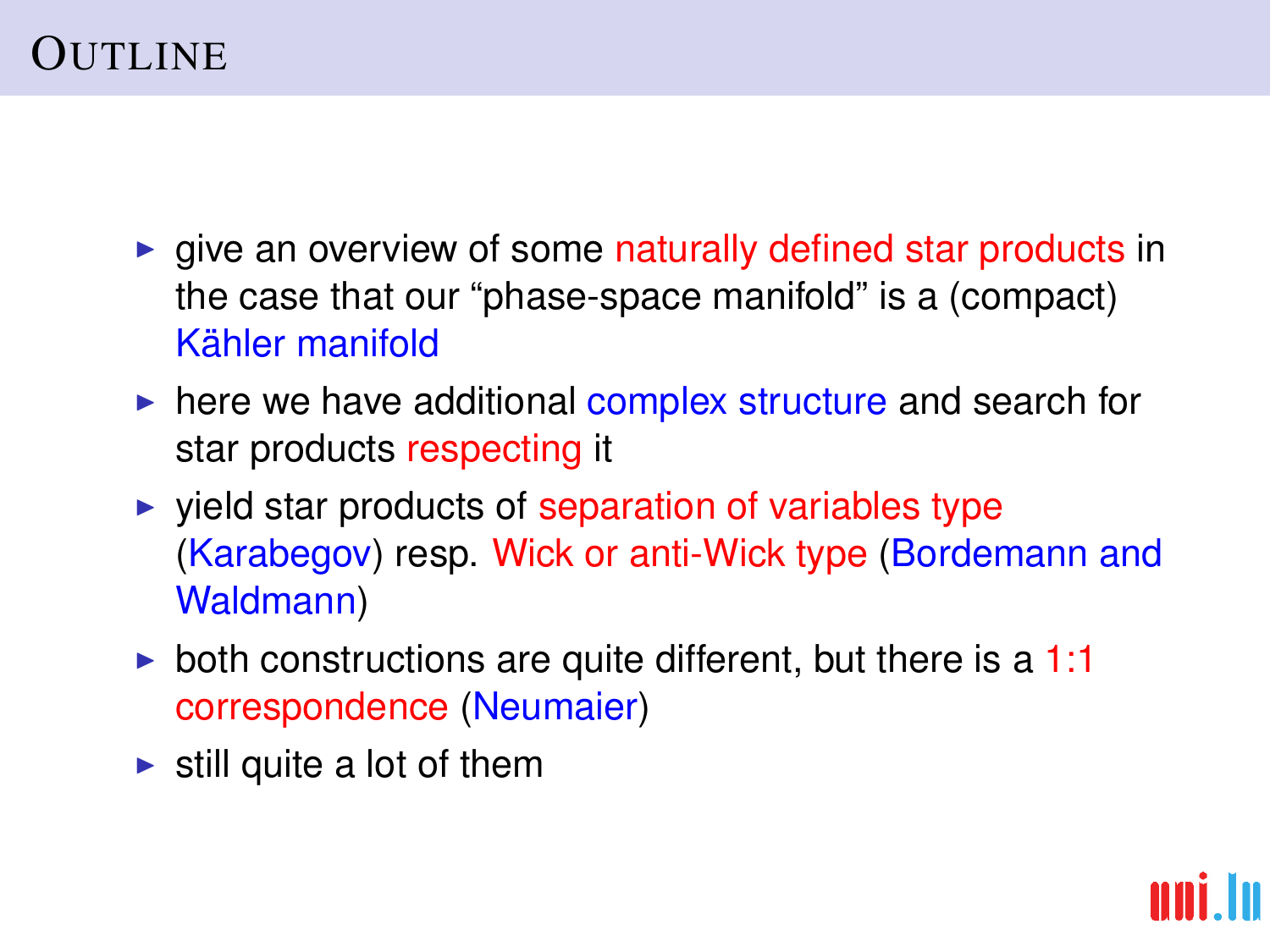# Outline

- give an overview of some naturally defined star products in the case that our “phase-space manifold” is a (compact) Kähler manifold
- here we have additional complex structure and search for star products respecting it
- yield star products of separation of variables type (Karabegov) resp. Wick or anti-Wick type (Bordemann and Waldmann)
- both constructions are quite different, but there is a 1:1 correspondence (Neumaier)
- still quite a lot of them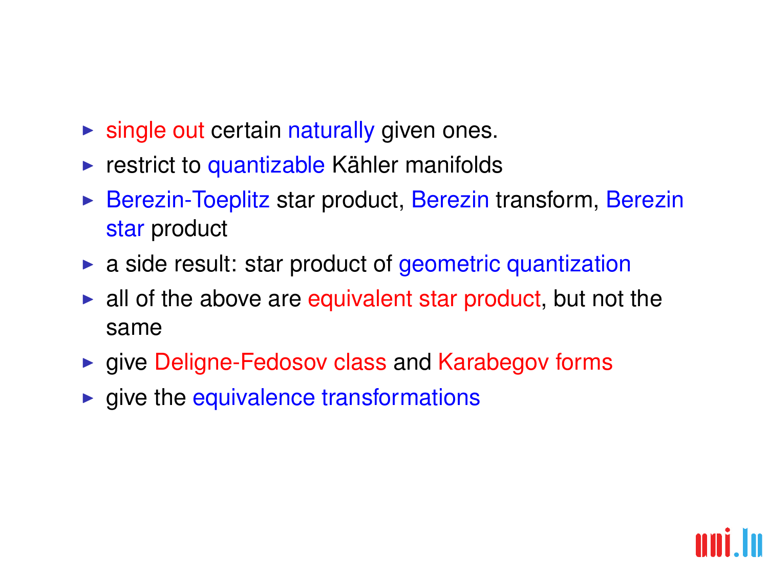- single out certain naturally given ones.
- restrict to quantizable Kähler manifolds
- Berezin-Toeplitz star product, Berezin transform, Berezin star product
- a side result: star product of geometric quantization
- all of the above are equivalent star product, but not the same
- give Deligne-Fedosov class and Karabegov forms
- give the equivalence transformations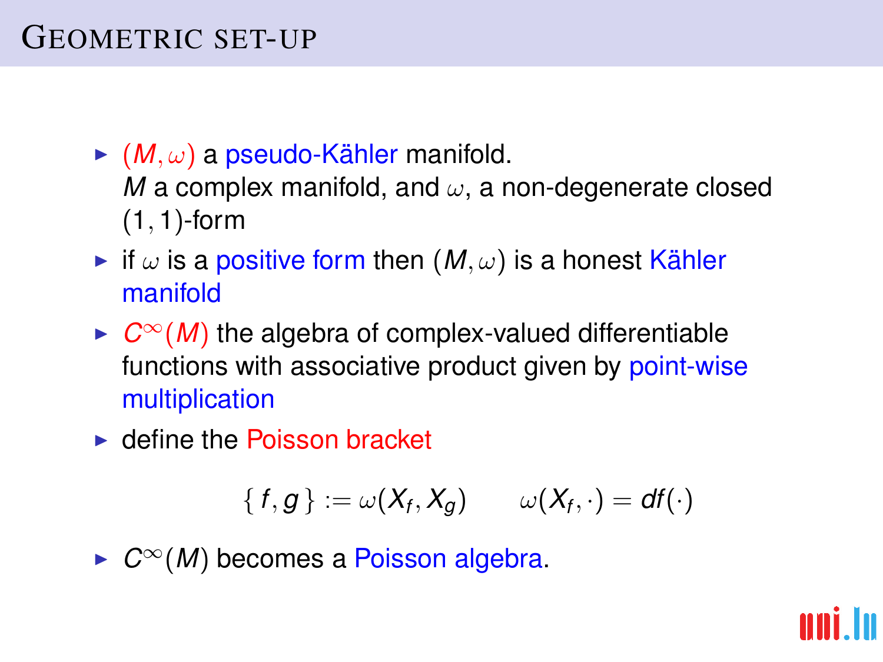# Geometric set-up

- $(M, \omega)$ a pseudo-Kähler manifold.
  $M$ a complex manifold, and $\omega$, a non-degenerate closed $(1, 1)$-form
- if $\omega$ is a positive form then $(M, \omega)$ is a honest Kähler manifold
- $C^\infty(M)$ the algebra of complex-valued differentiable functions with associative product given by point-wise multiplication
- define the Poisson bracket

$$\{ f, g \} := \omega(X_f, X_g) \qquad \omega(X_f, \cdot) = df(\cdot)$$

- $C^\infty(M)$ becomes a Poisson algebra.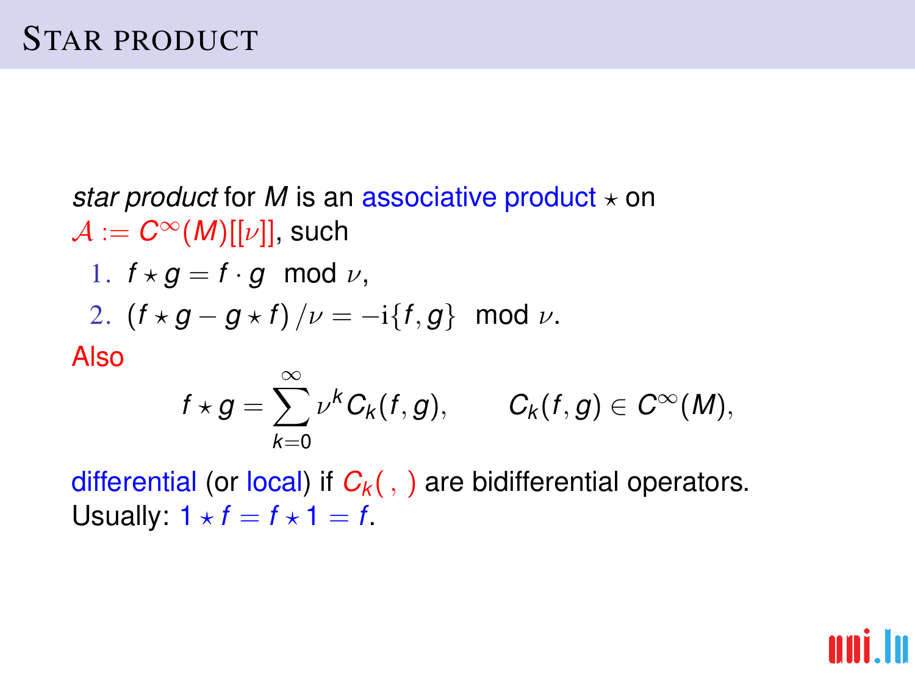# Star product

*star product* for $M$ is an associative product $\star$ on $\mathcal{A} := C^\infty(M)[[\nu]]$, such

1. $f \star g = f \cdot g \mod \nu$,
2. $(f \star g - g \star f)/\nu = -\mathrm{i}\{f, g\} \mod \nu$.

Also

$$f \star g = \sum_{k=0}^{\infty} \nu^k C_k(f, g), \qquad C_k(f, g) \in C^\infty(M),$$

differential (or local) if $C_k(\ ,\ )$ are bidifferential operators.
Usually: $1 \star f = f \star 1 = f$.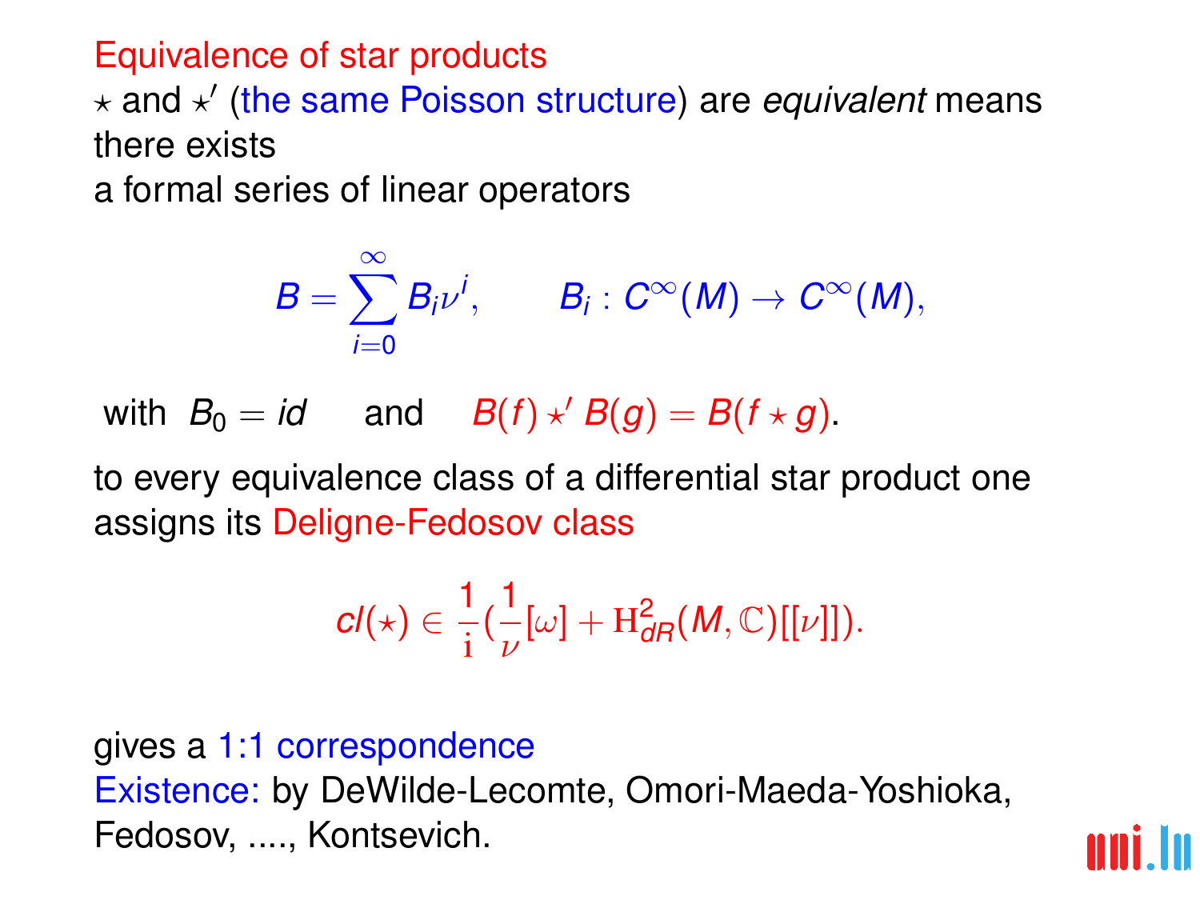## Equivalence of star products

$\star$ and $\star'$ (the same Poisson structure) are *equivalent* means there exists
a formal series of linear operators

$$B = \sum_{i=0}^{\infty} B_i \nu^i, \qquad B_i : C^\infty(M) \to C^\infty(M),$$

with $B_0 = id$ and $B(f) \star' B(g) = B(f \star g)$.

to every equivalence class of a differential star product one assigns its Deligne-Fedosov class

$$cl(\star) \in \frac{1}{\mathrm{i}}\left(\frac{1}{\nu}[\omega] + \mathrm{H}^2_{dR}(M, \mathbb{C})[[\nu]]\right).$$

gives a 1:1 correspondence

Existence: by DeWilde-Lecomte, Omori-Maeda-Yoshioka, Fedosov, ...., Kontsevich.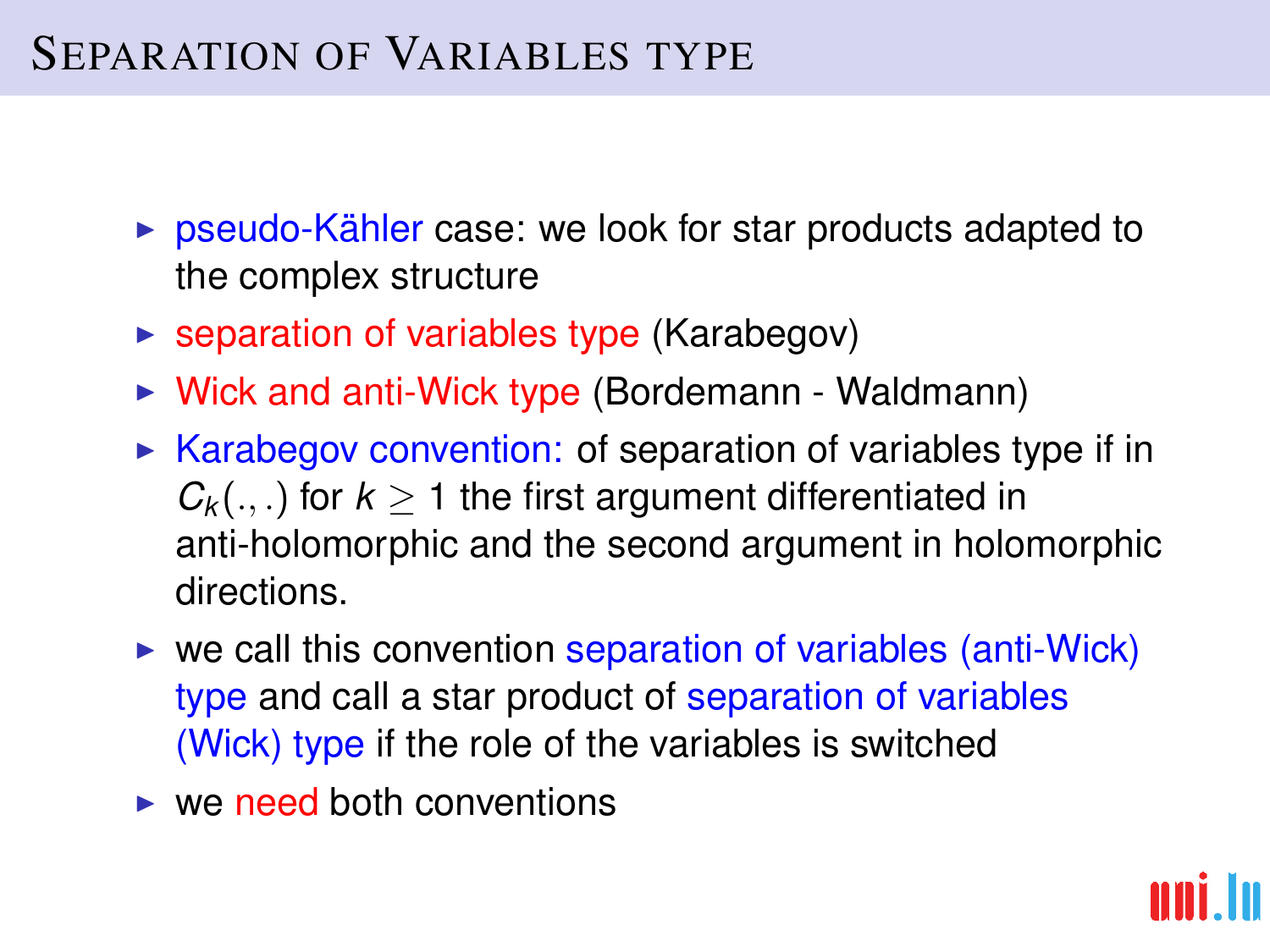# Separation of Variables type

- pseudo-Kähler case: we look for star products adapted to the complex structure
- separation of variables type (Karabegov)
- Wick and anti-Wick type (Bordemann - Waldmann)
- Karabegov convention: of separation of variables type if in $C_k(.,.)$ for $k \geq 1$ the first argument differentiated in anti-holomorphic and the second argument in holomorphic directions.
- we call this convention separation of variables (anti-Wick) type and call a star product of separation of variables (Wick) type if the role of the variables is switched
- we need both conventions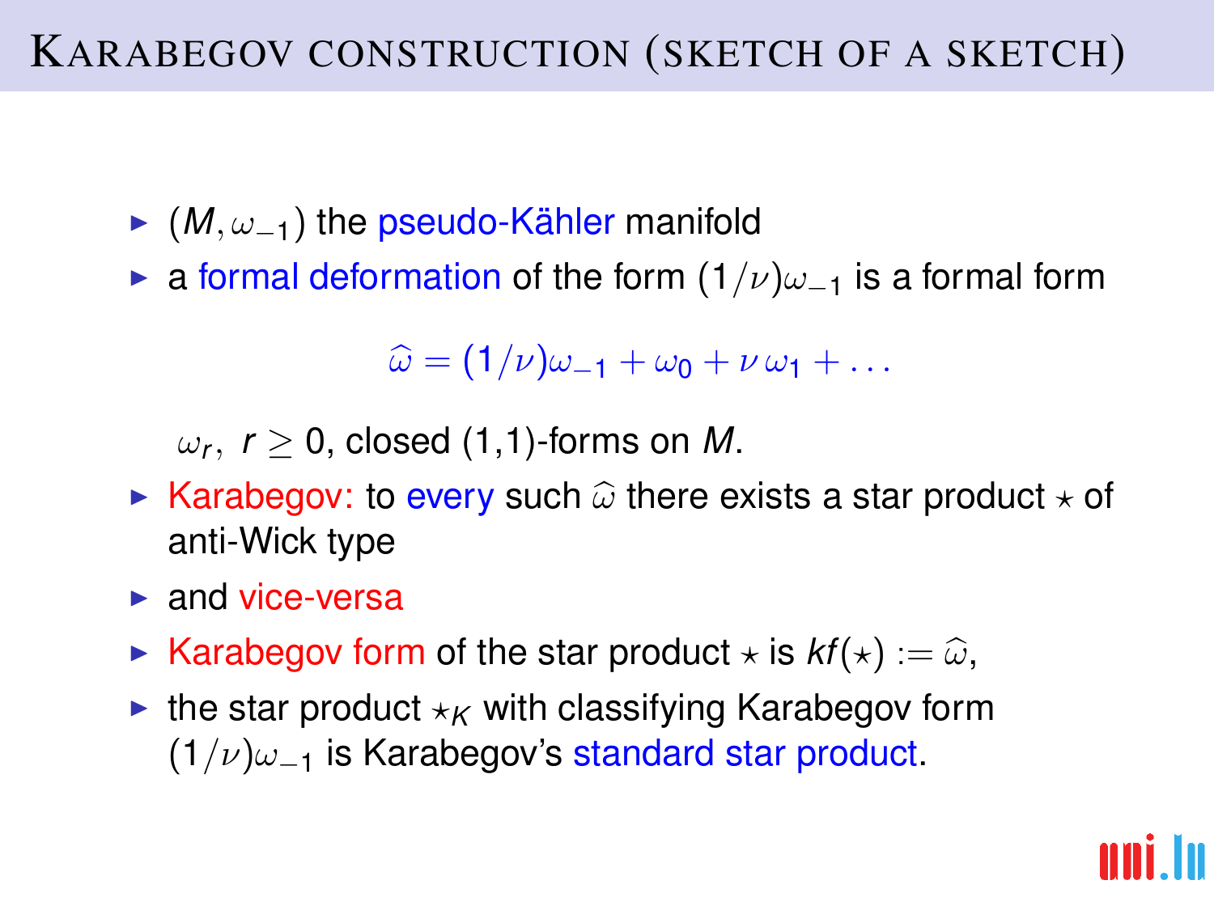# Karabegov construction (sketch of a sketch)

- $(M, \omega_{-1})$ the pseudo-Kähler manifold
- a formal deformation of the form $(1/\nu)\omega_{-1}$ is a formal form

$$\widehat{\omega} = (1/\nu)\omega_{-1} + \omega_0 + \nu\,\omega_1 + \ldots$$

  $\omega_r,\ r \geq 0$, closed (1,1)-forms on $M$.

- Karabegov: to every such $\widehat{\omega}$ there exists a star product $\star$ of anti-Wick type
- and vice-versa
- Karabegov form of the star product $\star$ is $kf(\star) := \widehat{\omega}$,
- the star product $\star_K$ with classifying Karabegov form $(1/\nu)\omega_{-1}$ is Karabegov's standard star product.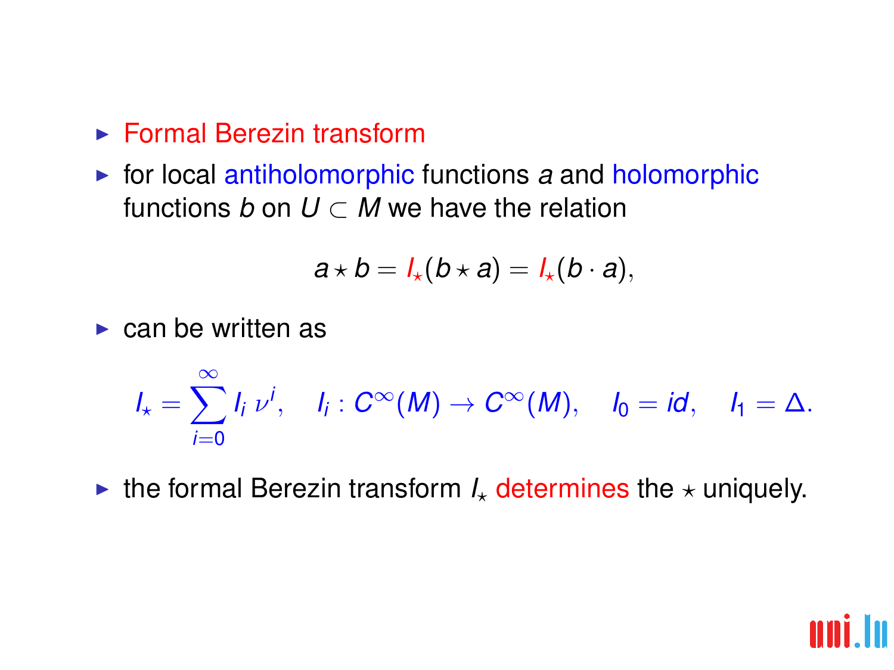- Formal Berezin transform
- for local antiholomorphic functions $a$ and holomorphic functions $b$ on $U \subset M$ we have the relation

$$a \star b = I_\star(b \star a) = I_\star(b \cdot a),$$

- can be written as

$$I_\star = \sum_{i=0}^{\infty} I_i \, \nu^i, \quad I_i : C^\infty(M) \to C^\infty(M), \quad I_0 = id, \quad I_1 = \Delta.$$

- the formal Berezin transform $I_\star$ determines the $\star$ uniquely.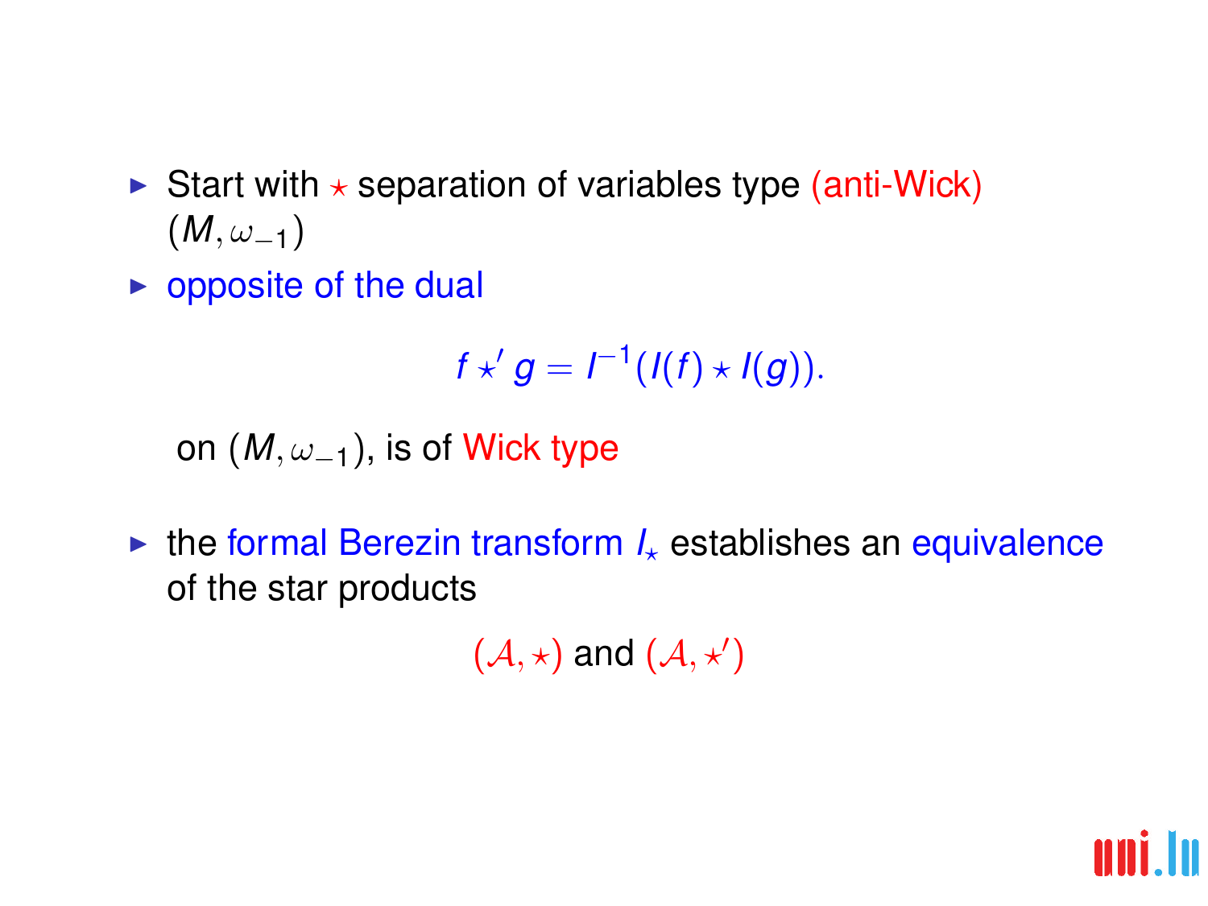- Start with $\star$ separation of variables type (anti-Wick) $(M, \omega_{-1})$
- opposite of the dual

$$f \star' g = I^{-1}(I(f) \star I(g)).$$

  on $(M, \omega_{-1})$, is of Wick type

- the formal Berezin transform $I_\star$ establishes an equivalence of the star products

$$(\mathcal{A}, \star) \text{ and } (\mathcal{A}, \star')$$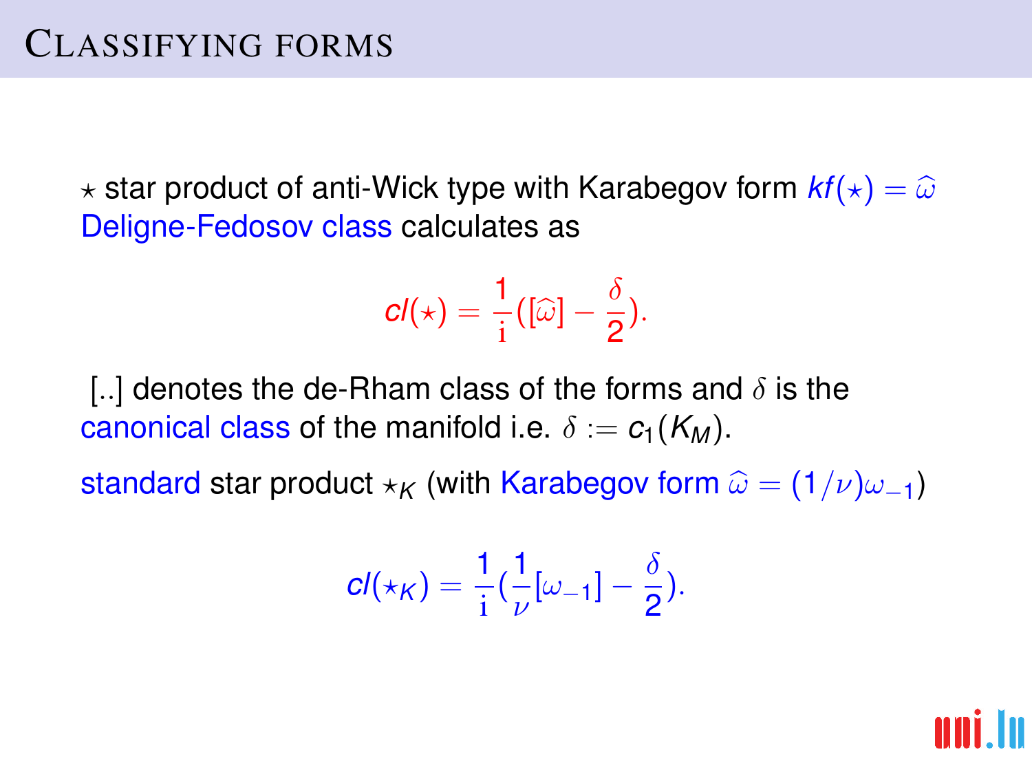# Classifying forms

$\star$ star product of anti-Wick type with Karabegov form $kf(\star) = \widehat{\omega}$
Deligne-Fedosov class calculates as

$$cl(\star) = \frac{1}{\mathrm{i}}([\widehat{\omega}] - \frac{\delta}{2}).$$

[..] denotes the de-Rham class of the forms and $\delta$ is the canonical class of the manifold i.e. $\delta := c_1(K_M)$.

standard star product $\star_K$ (with Karabegov form $\widehat{\omega} = (1/\nu)\omega_{-1}$)

$$cl(\star_K) = \frac{1}{\mathrm{i}}(\frac{1}{\nu}[\omega_{-1}] - \frac{\delta}{2}).$$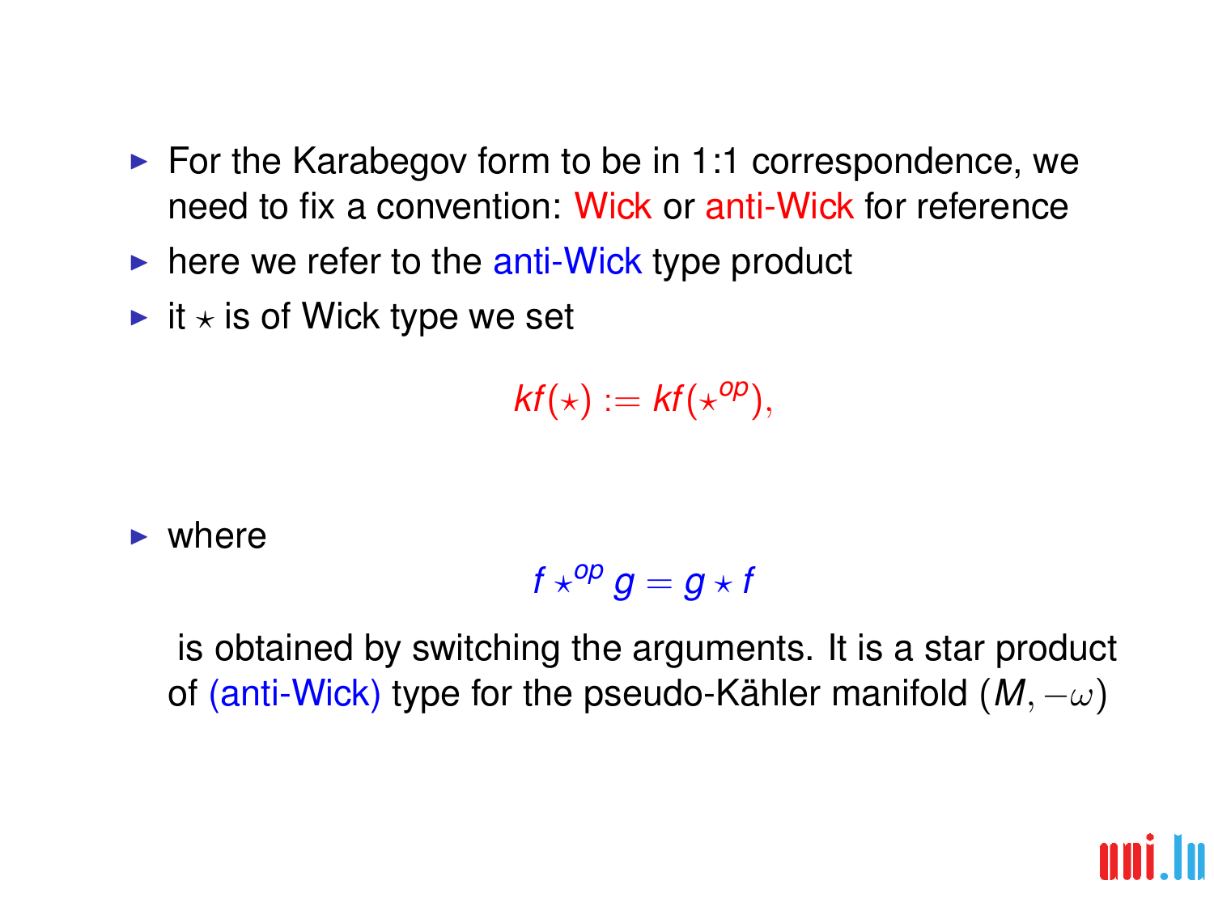- For the Karabegov form to be in 1:1 correspondence, we need to fix a convention: Wick or anti-Wick for reference
- here we refer to the anti-Wick type product
- it $\star$ is of Wick type we set

$$kf(\star) := kf(\star^{op}),$$

- where

$$f \star^{op} g = g \star f$$

is obtained by switching the arguments. It is a star product of (anti-Wick) type for the pseudo-Kähler manifold $(M, -\omega)$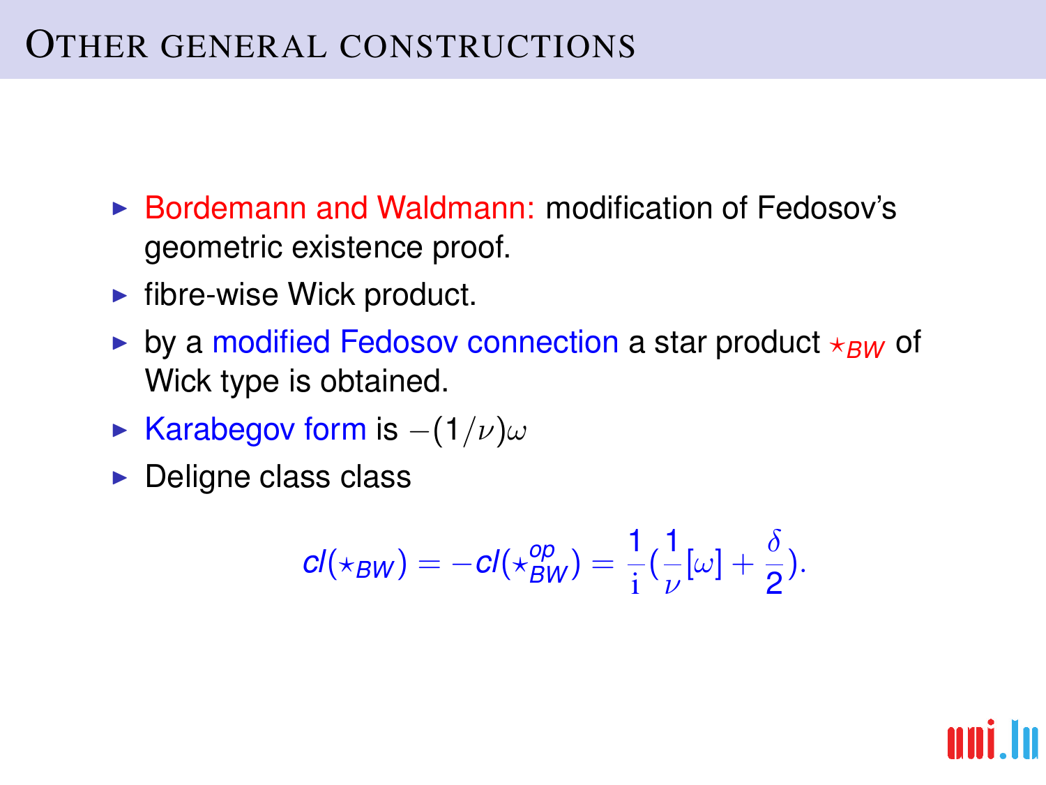# Other general constructions

- Bordemann and Waldmann: modification of Fedosov's geometric existence proof.
- fibre-wise Wick product.
- by a modified Fedosov connection a star product $\star_{BW}$ of Wick type is obtained.
- Karabegov form is $-(1/\nu)\omega$
- Deligne class class

$$cl(\star_{BW}) = -cl(\star_{BW}^{op}) = \frac{1}{\mathrm{i}}(\frac{1}{\nu}[\omega] + \frac{\delta}{2}).$$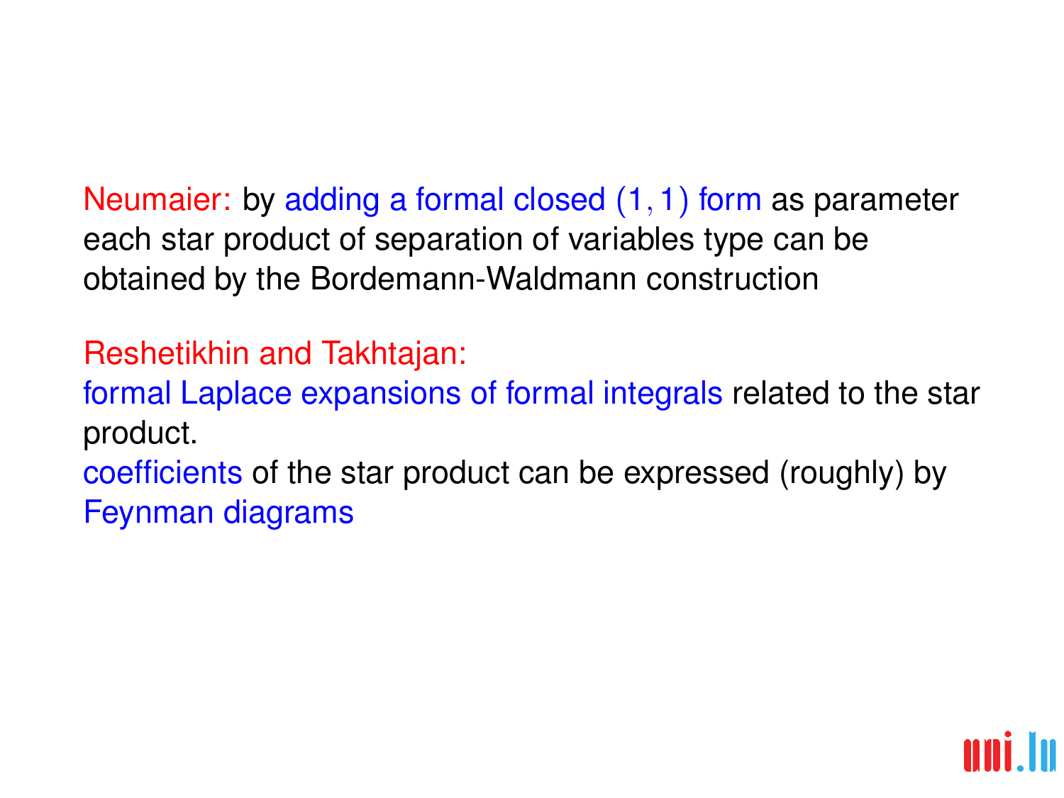Neumaier: by adding a formal closed $(1,1)$ form as parameter each star product of separation of variables type can be obtained by the Bordemann-Waldmann construction

Reshetikhin and Takhtajan:
formal Laplace expansions of formal integrals related to the star product.
coefficients of the star product can be expressed (roughly) by Feynman diagrams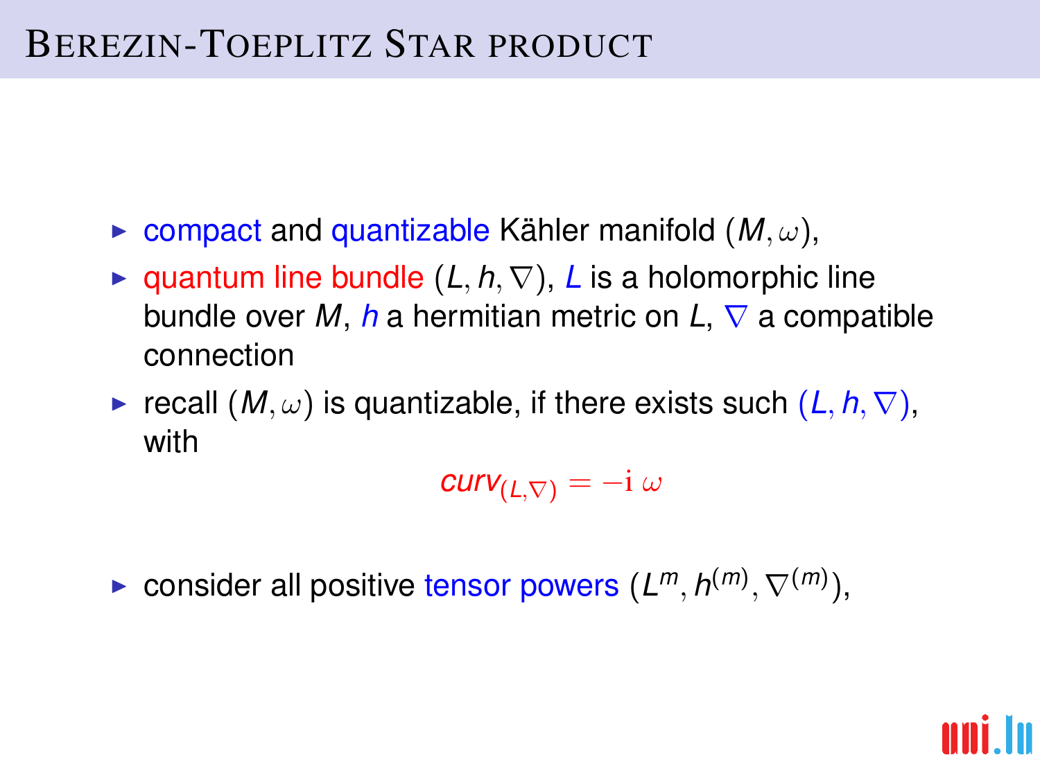# Berezin-Toeplitz Star product

- compact and quantizable Kähler manifold $(M, \omega)$,
- quantum line bundle $(L, h, \nabla)$, $L$ is a holomorphic line bundle over $M$, $h$ a hermitian metric on $L$, $\nabla$ a compatible connection
- recall $(M, \omega)$ is quantizable, if there exists such $(L, h, \nabla)$, with

$$curv_{(L,\nabla)} = -\mathrm{i}\,\omega$$

- consider all positive tensor powers $(L^m, h^{(m)}, \nabla^{(m)})$,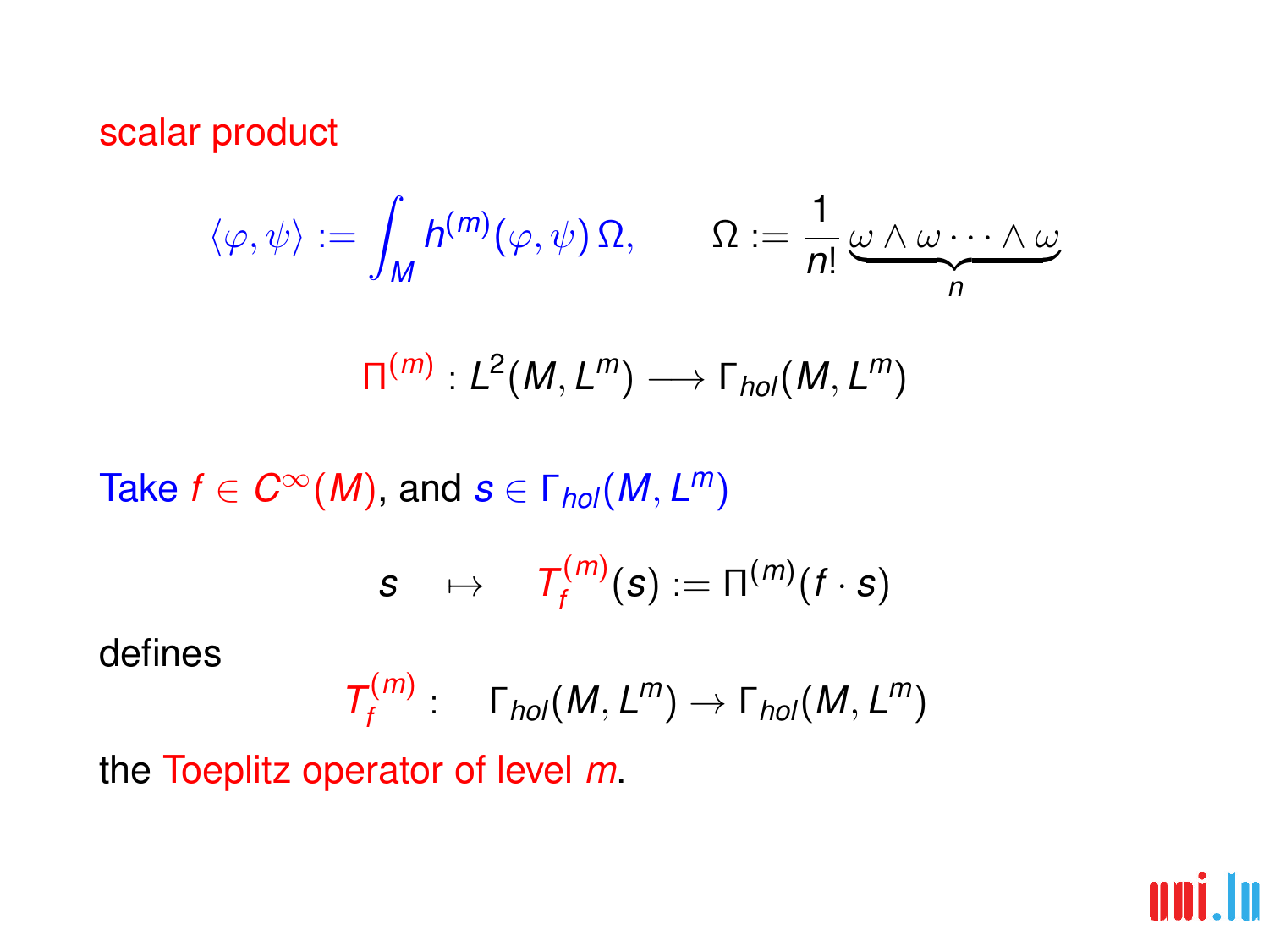scalar product

$$\langle \varphi, \psi \rangle := \int_M h^{(m)}(\varphi, \psi)\, \Omega, \qquad \Omega := \frac{1}{n!} \underbrace{\omega \wedge \omega \cdots \wedge \omega}_{n}$$

$$\Pi^{(m)} : L^2(M, L^m) \longrightarrow \Gamma_{hol}(M, L^m)$$

Take $f \in C^\infty(M)$, and $s \in \Gamma_{hol}(M, L^m)$

$$s \quad \mapsto \quad T_f^{(m)}(s) := \Pi^{(m)}(f \cdot s)$$

defines

$$T_f^{(m)} : \quad \Gamma_{hol}(M, L^m) \to \Gamma_{hol}(M, L^m)$$

the Toeplitz operator of level $m$.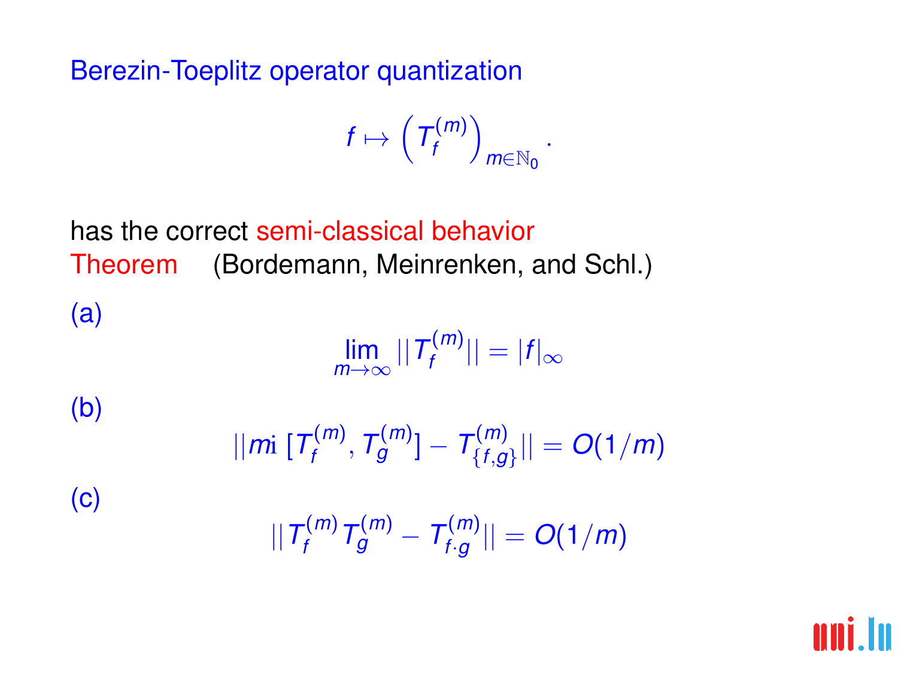Berezin-Toeplitz operator quantization

$$f \mapsto \left(T_f^{(m)}\right)_{m\in\mathbb{N}_0}.$$

has the correct semi-classical behavior

Theorem (Bordemann, Meinrenken, and Schl.)

(a)

$$\lim_{m\to\infty} ||T_f^{(m)}|| = |f|_\infty$$

(b)

$$||m\mathrm{i}\,[T_f^{(m)}, T_g^{(m)}] - T_{\{f,g\}}^{(m)}|| = O(1/m)$$

(c)

$$||T_f^{(m)} T_g^{(m)} - T_{f\cdot g}^{(m)}|| = O(1/m)$$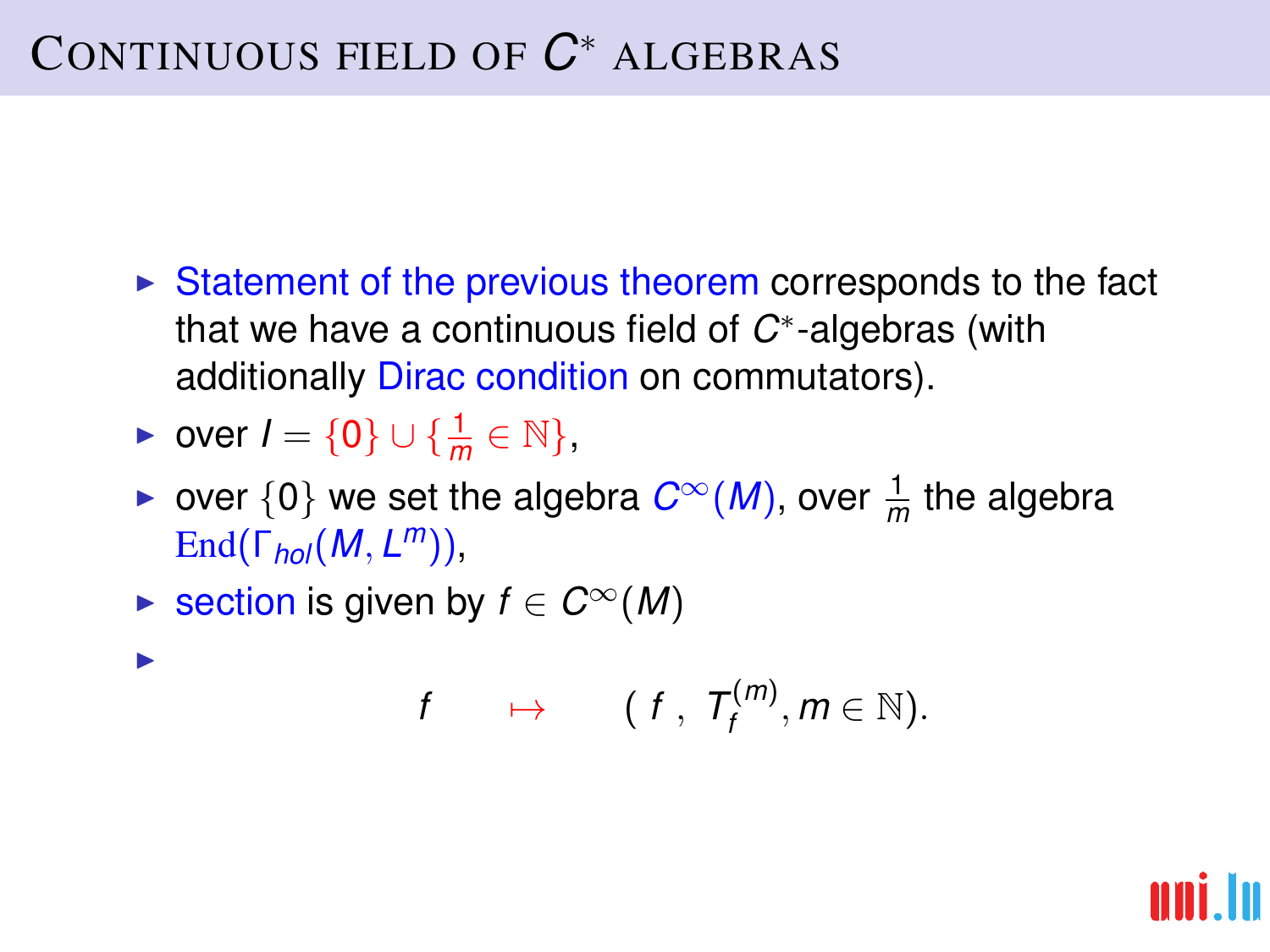# Continuous field of $C^*$ algebras

- Statement of the previous theorem corresponds to the fact that we have a continuous field of $C^*$-algebras (with additionally Dirac condition on commutators).
- over $I = \{0\} \cup \{\frac{1}{m} \in \mathbb{N}\}$,
- over $\{0\}$ we set the algebra $C^\infty(M)$, over $\frac{1}{m}$ the algebra $\mathrm{End}(\Gamma_{hol}(M, L^m))$,
- section is given by $f \in C^\infty(M)$
-
$$f \quad \mapsto \quad (\, f \,, \; T_f^{(m)}, m \in \mathbb{N}).$$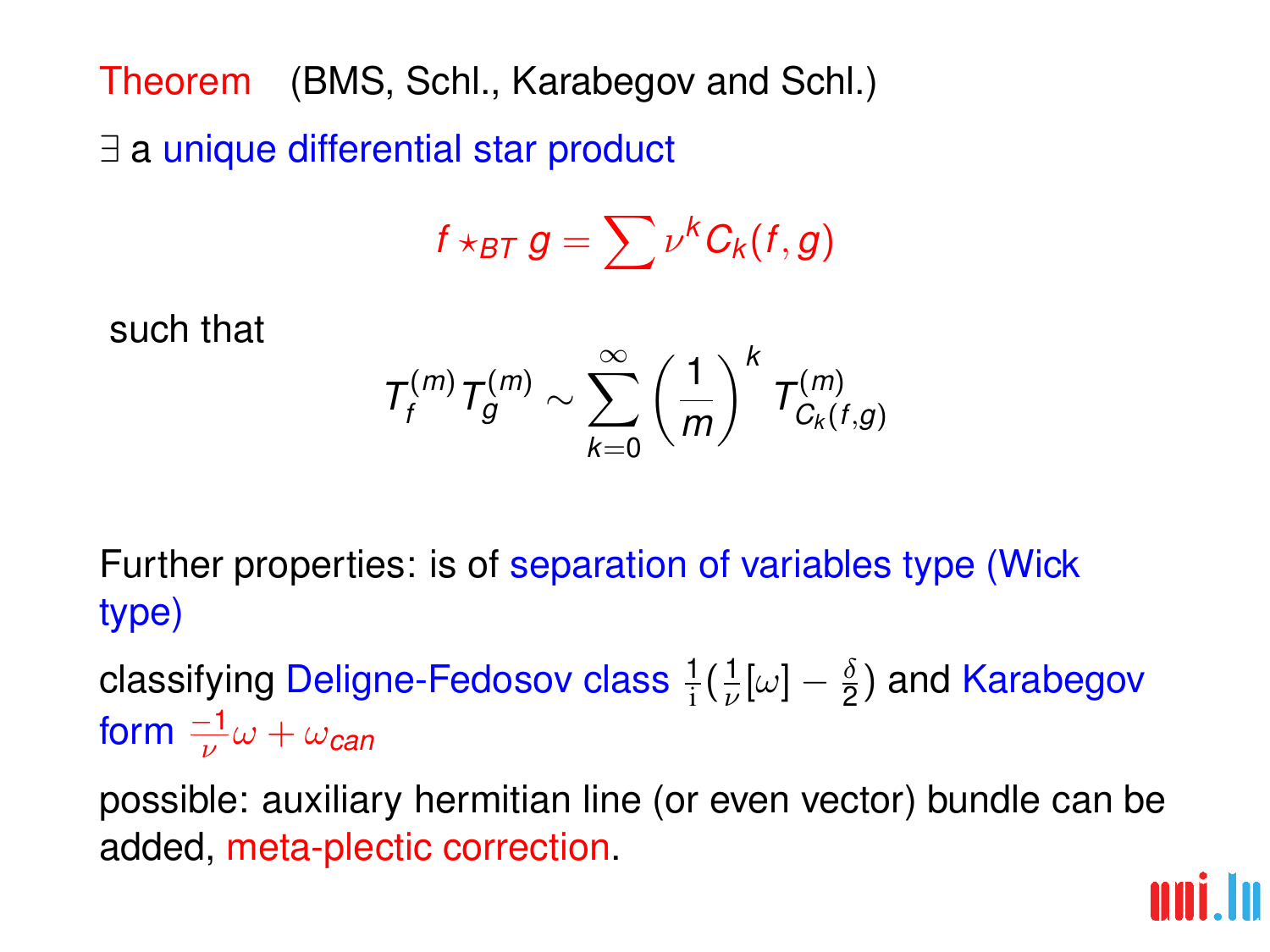**Theorem** (BMS, Schl., Karabegov and Schl.)

$\exists$ a unique differential star product

$$f \star_{BT} g = \sum \nu^k C_k(f,g)$$

such that

$$T_f^{(m)} T_g^{(m)} \sim \sum_{k=0}^{\infty} \left(\frac{1}{m}\right)^k T_{C_k(f,g)}^{(m)}$$

Further properties: is of separation of variables type (Wick type)

classifying Deligne-Fedosov class $\frac{1}{\mathrm{i}}(\frac{1}{\nu}[\omega] - \frac{\delta}{2})$ and Karabegov form $\frac{-1}{\nu}\omega + \omega_{can}$

possible: auxiliary hermitian line (or even vector) bundle can be added, meta-plectic correction.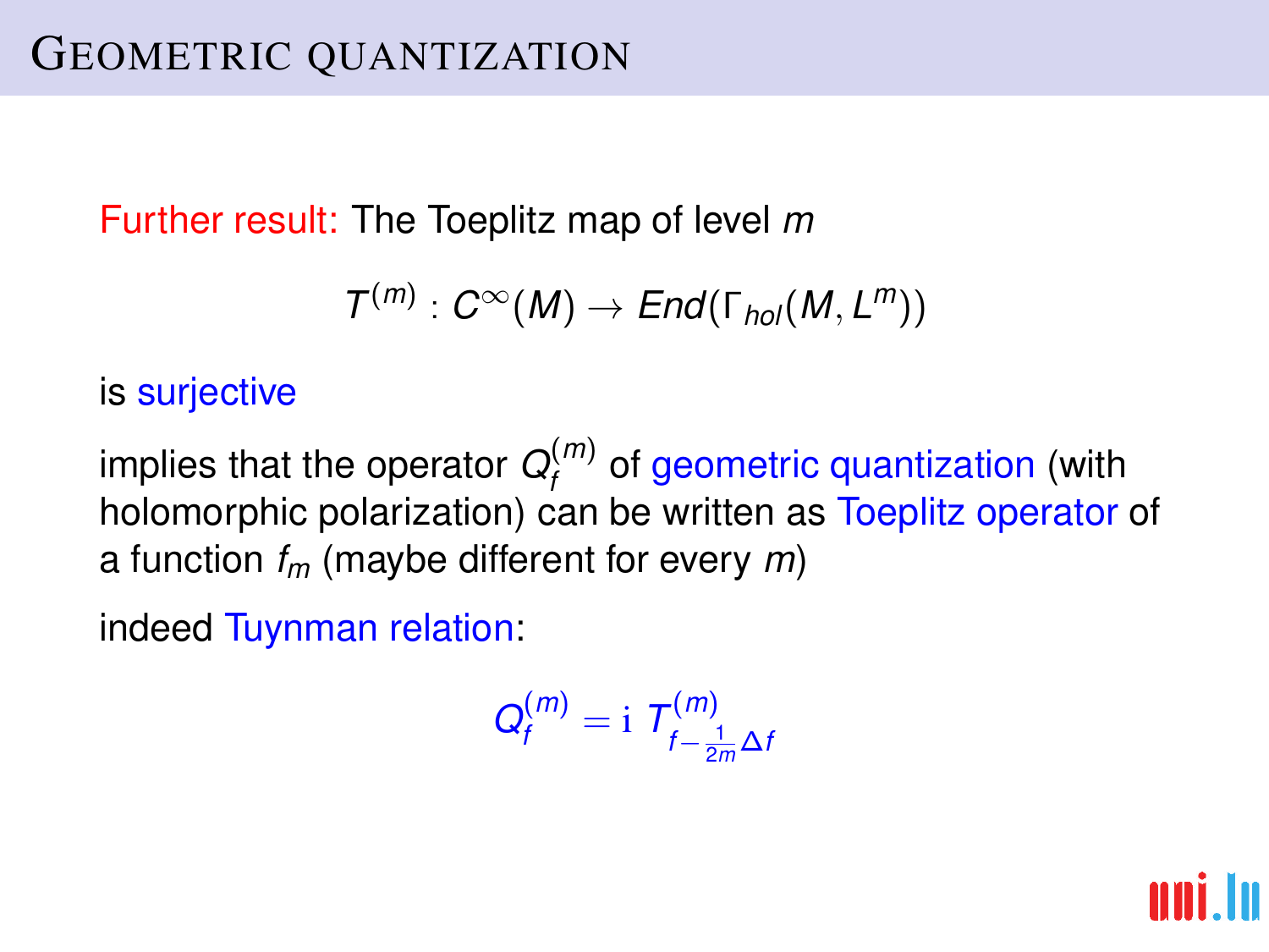# Geometric quantization

Further result: The Toeplitz map of level $m$

$$T^{(m)} : C^\infty(M) \to End(\Gamma_{hol}(M, L^m))$$

is surjective

implies that the operator $Q_f^{(m)}$ of geometric quantization (with holomorphic polarization) can be written as Toeplitz operator of a function $f_m$ (maybe different for every $m$)

indeed Tuynman relation:

$$Q_f^{(m)} = \mathrm{i}\; T^{(m)}_{f - \frac{1}{2m}\Delta f}$$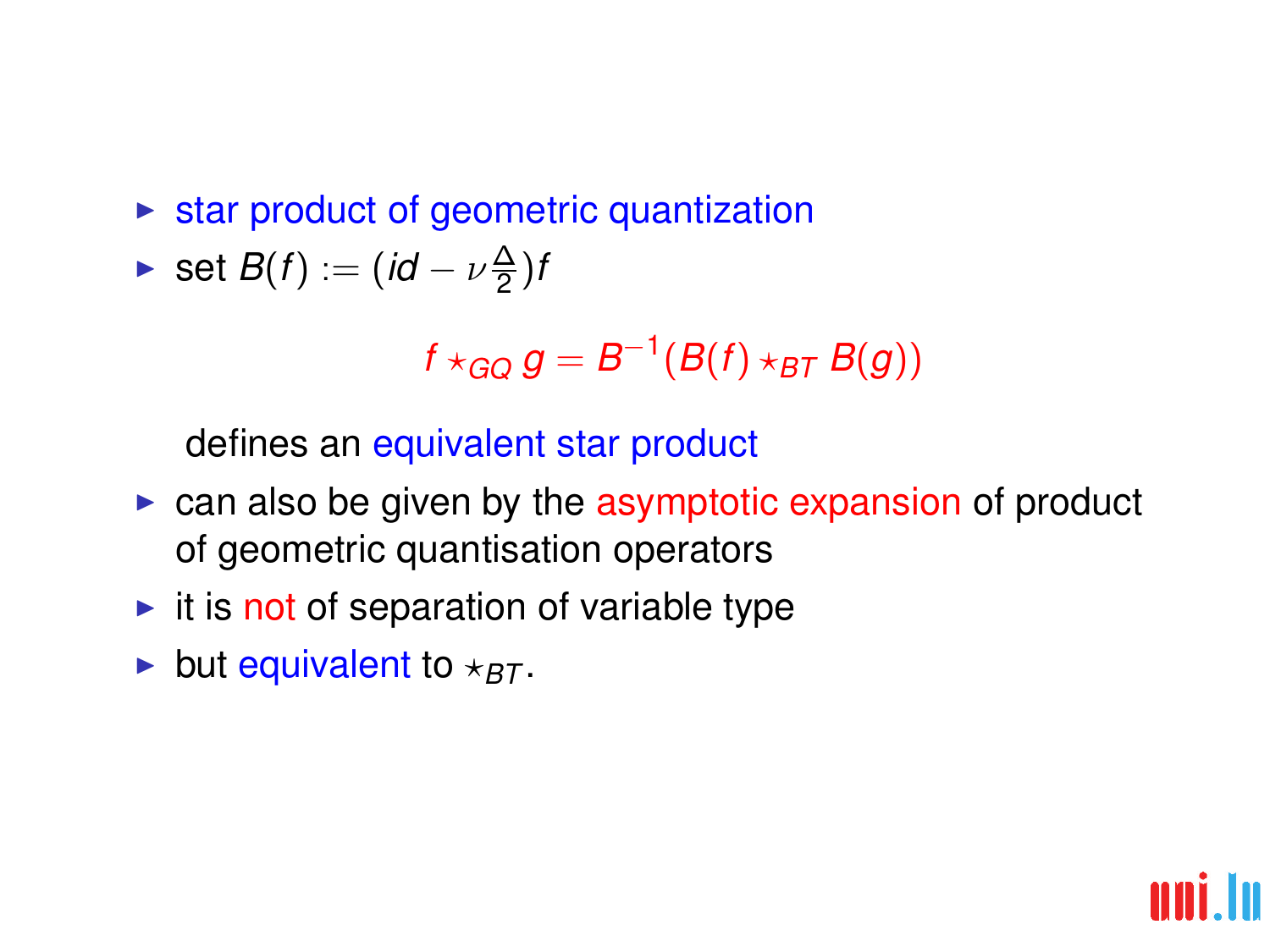- star product of geometric quantization
- set $B(f) := (id - \nu\frac{\Delta}{2})f$

$$f \star_{GQ} g = B^{-1}(B(f) \star_{BT} B(g))$$

  defines an equivalent star product
- can also be given by the asymptotic expansion of product of geometric quantisation operators
- it is not of separation of variable type
- but equivalent to $\star_{BT}$.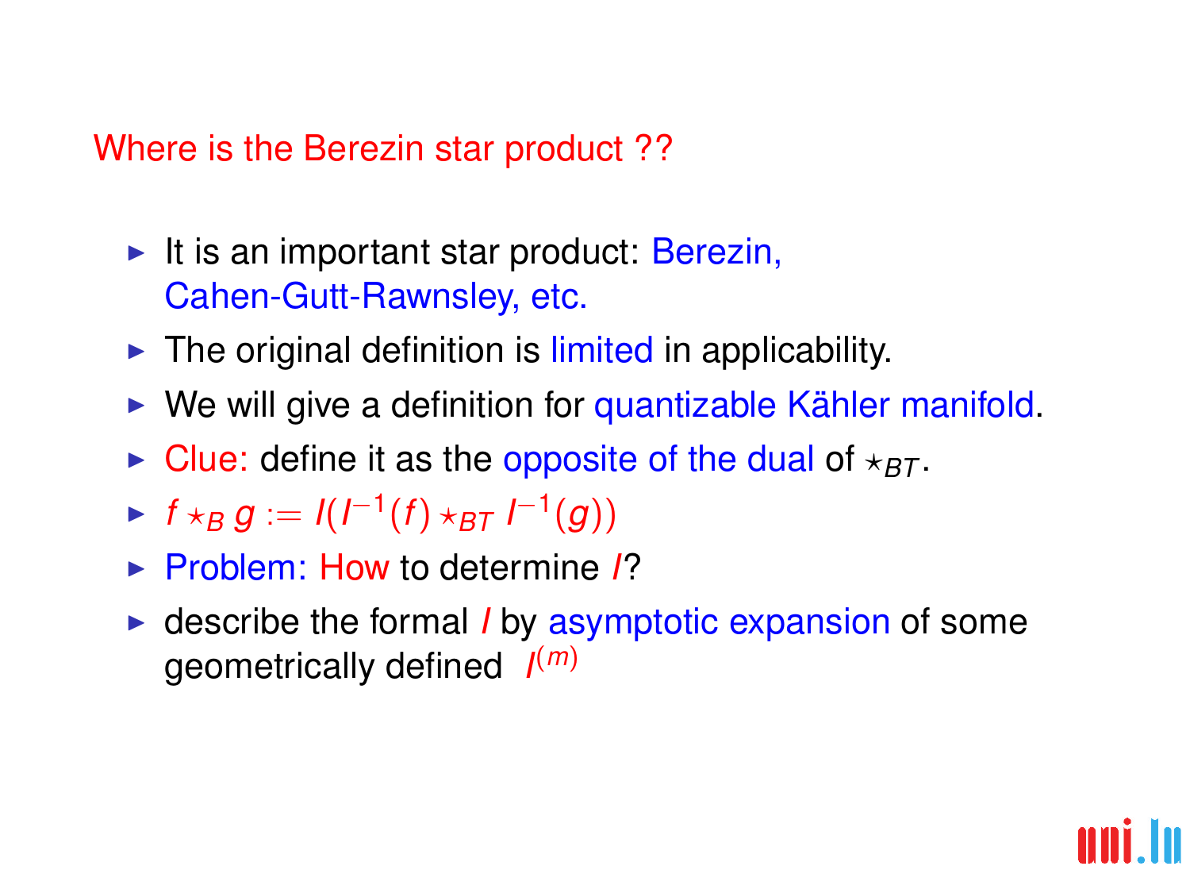## Where is the Berezin star product ??

- It is an important star product: Berezin, Cahen-Gutt-Rawnsley, etc.
- The original definition is limited in applicability.
- We will give a definition for quantizable Kähler manifold.
- Clue: define it as the opposite of the dual of $\star_{BT}$.
- $f \star_B g := I(I^{-1}(f) \star_{BT} I^{-1}(g))$
- Problem: How to determine $I$?
- describe the formal $I$ by asymptotic expansion of some geometrically defined $I^{(m)}$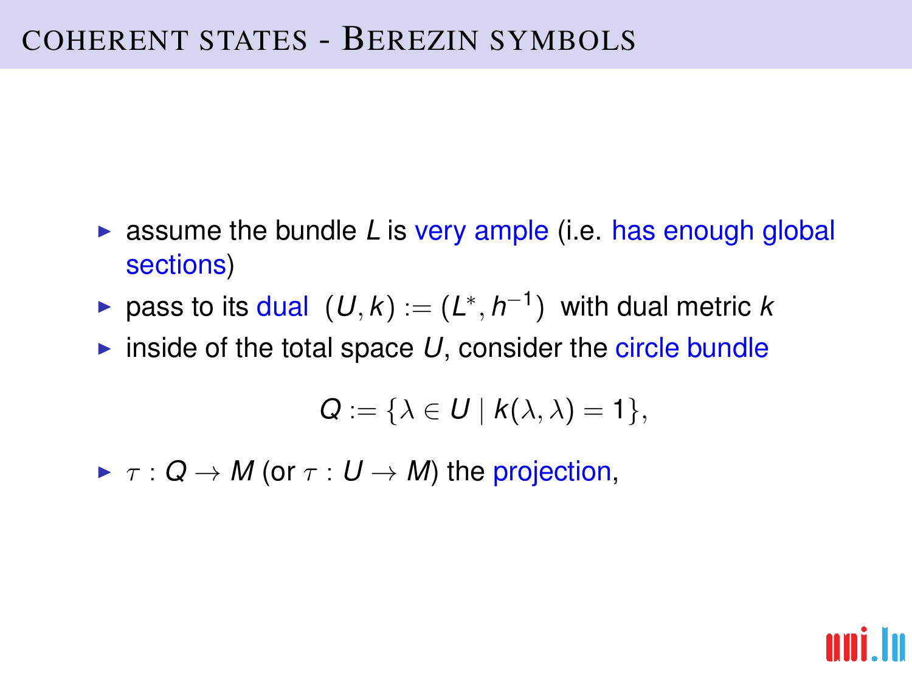# Coherent states - Berezin symbols

- assume the bundle $L$ is very ample (i.e. has enough global sections)
- pass to its dual $(U, k) := (L^*, h^{-1})$ with dual metric $k$
- inside of the total space $U$, consider the circle bundle

$$Q := \{\lambda \in U \mid k(\lambda, \lambda) = 1\},$$

- $\tau : Q \to M$ (or $\tau : U \to M$) the projection,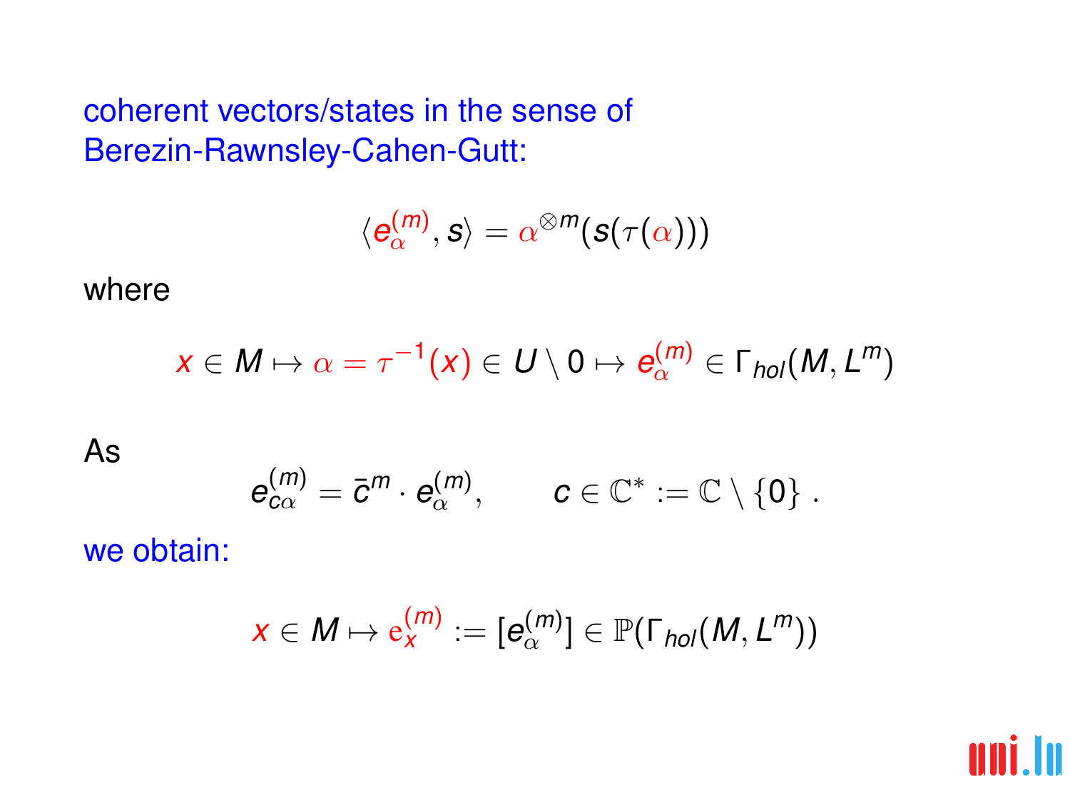coherent vectors/states in the sense of Berezin-Rawnsley-Cahen-Gutt:

$$\langle e_{\alpha}^{(m)}, s \rangle = \alpha^{\otimes m}(s(\tau(\alpha)))$$

where

$$x \in M \mapsto \alpha = \tau^{-1}(x) \in U \setminus 0 \mapsto e_{\alpha}^{(m)} \in \Gamma_{hol}(M, L^m)$$

As

$$e_{c\alpha}^{(m)} = \bar{c}^m \cdot e_{\alpha}^{(m)}, \qquad c \in \mathbb{C}^* := \mathbb{C} \setminus \{0\} \ .$$

we obtain:

$$x \in M \mapsto \mathrm{e}_x^{(m)} := [e_{\alpha}^{(m)}] \in \mathbb{P}(\Gamma_{hol}(M, L^m))$$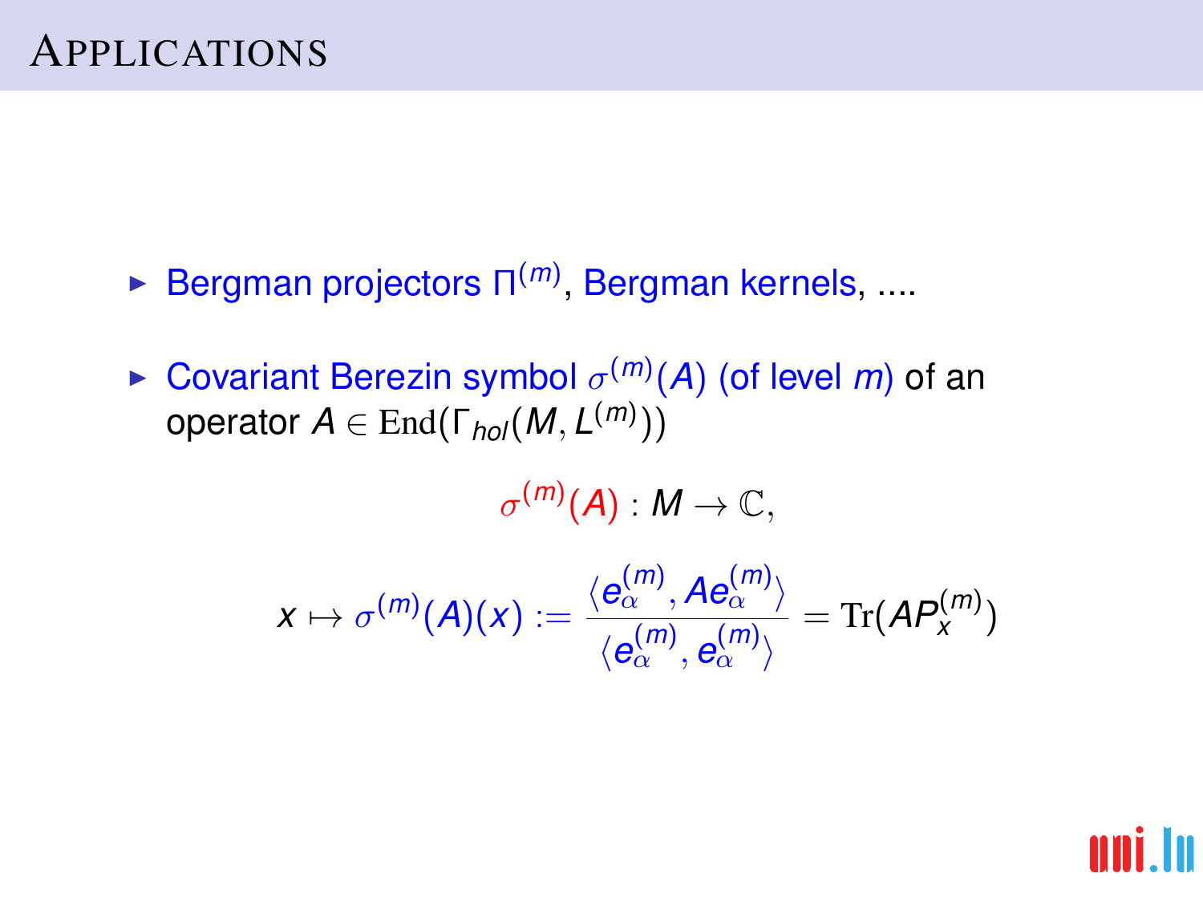# Applications

- Bergman projectors $\Pi^{(m)}$, Bergman kernels, ....
- Covariant Berezin symbol $\sigma^{(m)}(A)$ (of level $m$) of an operator $A \in \mathrm{End}(\Gamma_{hol}(M, L^{(m)}))$

$$\sigma^{(m)}(A) : M \to \mathbb{C},$$

$$x \mapsto \sigma^{(m)}(A)(x) := \frac{\langle e_\alpha^{(m)}, A e_\alpha^{(m)} \rangle}{\langle e_\alpha^{(m)}, e_\alpha^{(m)} \rangle} = \mathrm{Tr}(A P_x^{(m)})$$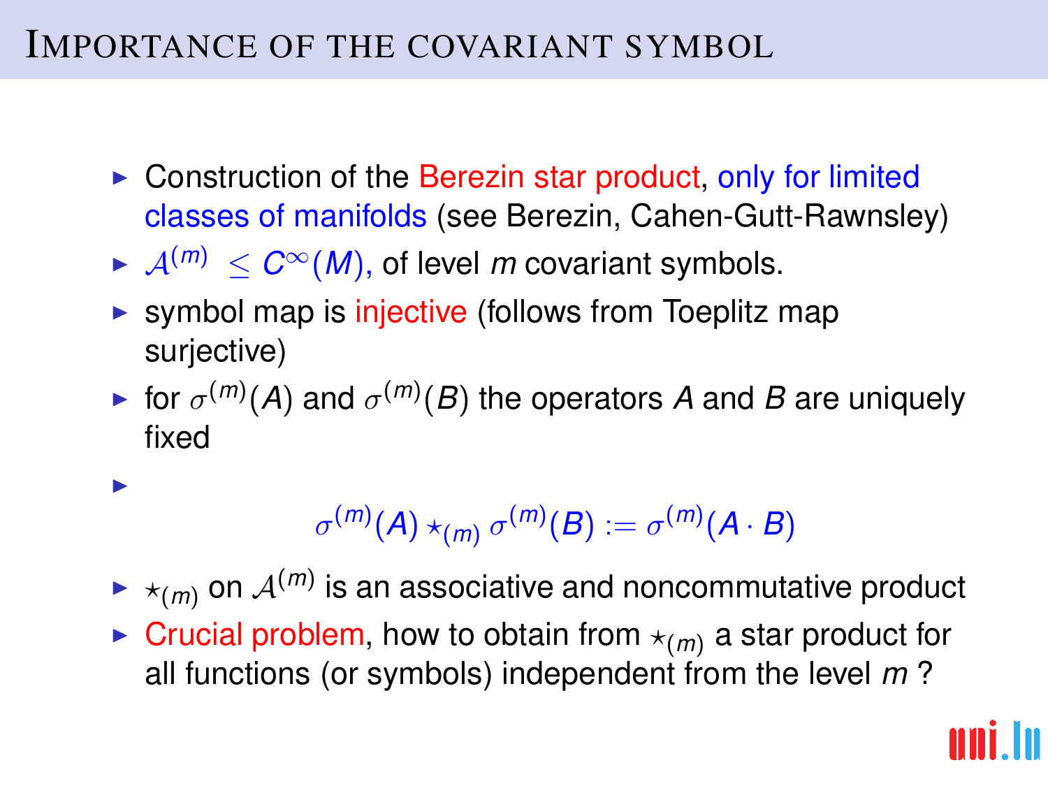# Importance of the covariant symbol

- Construction of the Berezin star product, only for limited classes of manifolds (see Berezin, Cahen-Gutt-Rawnsley)
- $\mathcal{A}^{(m)} \leq C^\infty(M)$, of level $m$ covariant symbols.
- symbol map is injective (follows from Toeplitz map surjective)
- for $\sigma^{(m)}(A)$ and $\sigma^{(m)}(B)$ the operators $A$ and $B$ are uniquely fixed
- $$\sigma^{(m)}(A) \star_{(m)} \sigma^{(m)}(B) := \sigma^{(m)}(A \cdot B)$$
- $\star_{(m)}$ on $\mathcal{A}^{(m)}$ is an associative and noncommutative product
- Crucial problem, how to obtain from $\star_{(m)}$ a star product for all functions (or symbols) independent from the level $m$ ?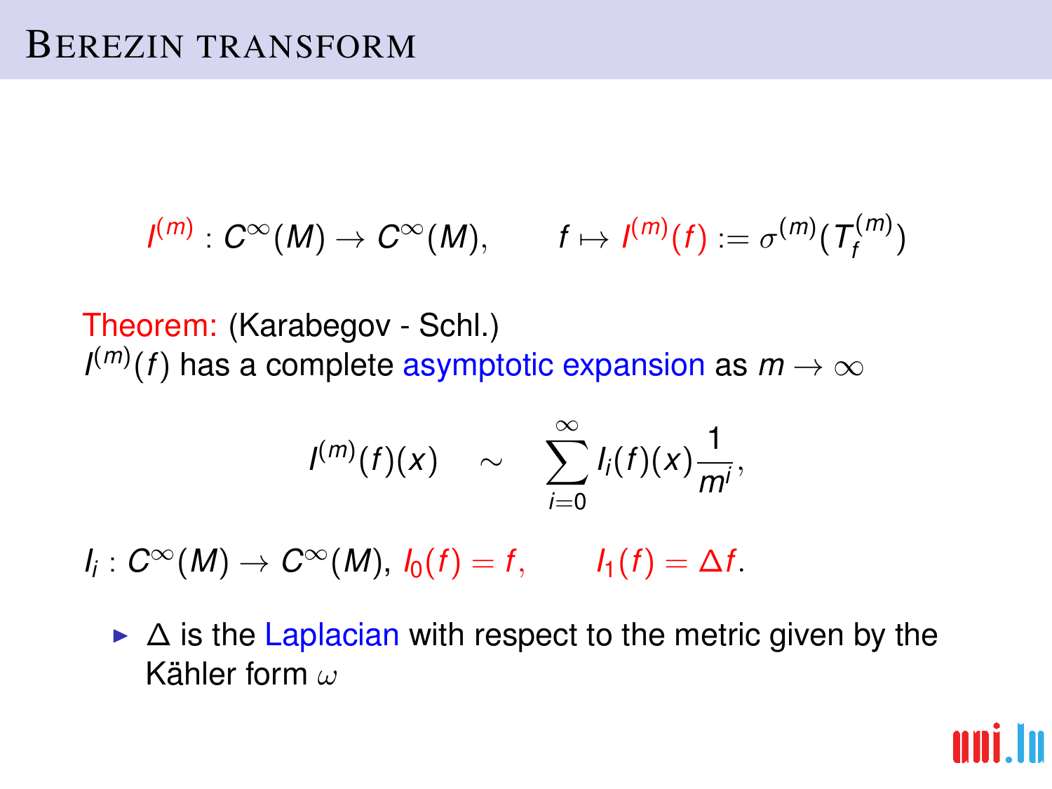# Berezin transform

$$I^{(m)} : C^\infty(M) \to C^\infty(M), \qquad f \mapsto I^{(m)}(f) := \sigma^{(m)}(T_f^{(m)})$$

Theorem: (Karabegov - Schl.)
$I^{(m)}(f)$ has a complete asymptotic expansion as $m \to \infty$

$$I^{(m)}(f)(x) \quad \sim \quad \sum_{i=0}^{\infty} I_i(f)(x) \frac{1}{m^i},$$

$I_i : C^\infty(M) \to C^\infty(M)$, $I_0(f) = f$, $\qquad I_1(f) = \Delta f$.

- $\Delta$ is the Laplacian with respect to the metric given by the Kähler form $\omega$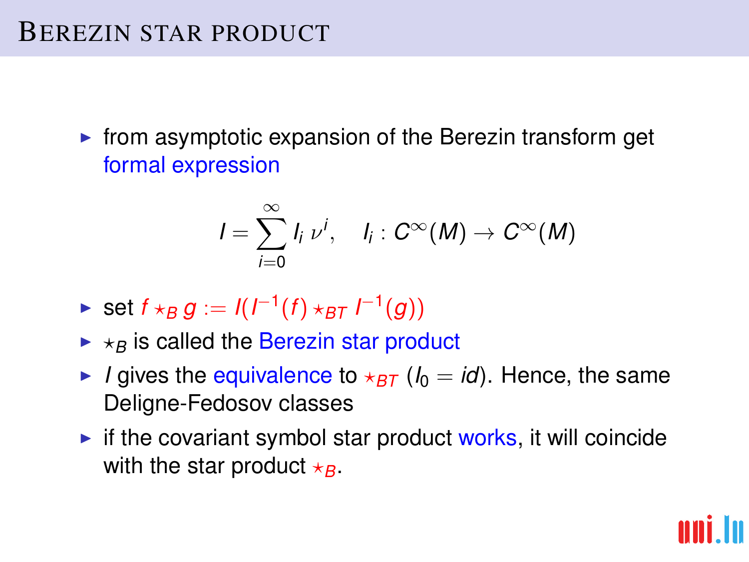# Berezin star product

- from asymptotic expansion of the Berezin transform get formal expression

$$I = \sum_{i=0}^{\infty} I_i \, \nu^i, \quad I_i : C^\infty(M) \to C^\infty(M)$$

- set $f \star_B g := I(I^{-1}(f) \star_{BT} I^{-1}(g))$
- $\star_B$ is called the Berezin star product
- $I$ gives the equivalence to $\star_{BT}$ ($I_0 = id$). Hence, the same Deligne-Fedosov classes
- if the covariant symbol star product works, it will coincide with the star product $\star_B$.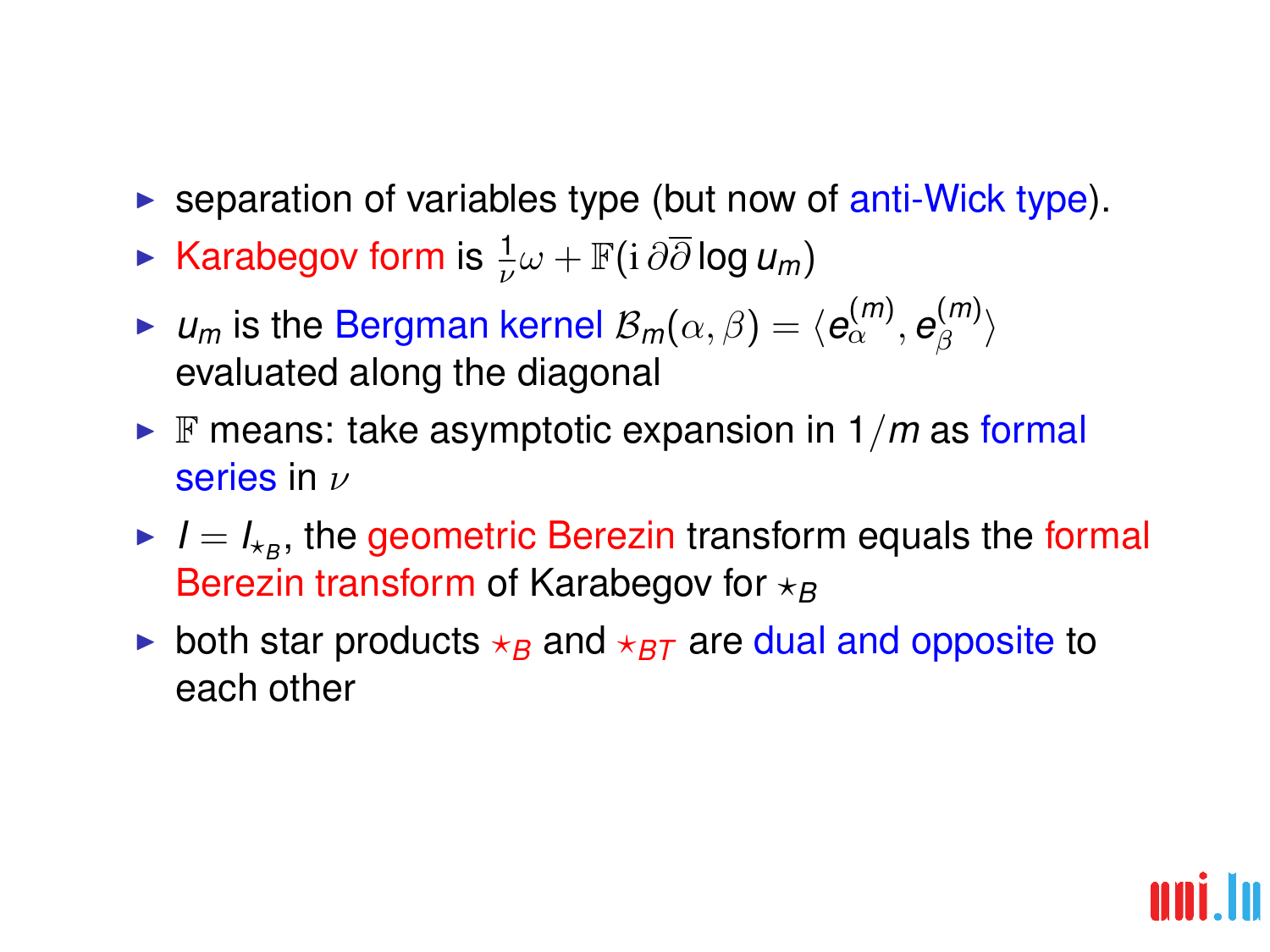- separation of variables type (but now of anti-Wick type).
- Karabegov form is $\frac{1}{\nu}\omega + \mathbb{F}(\mathrm{i}\,\partial\overline{\partial}\log u_m)$
- $u_m$ is the Bergman kernel $\mathcal{B}_m(\alpha,\beta) = \langle e_\alpha^{(m)}, e_\beta^{(m)}\rangle$ evaluated along the diagonal
- $\mathbb{F}$ means: take asymptotic expansion in $1/m$ as formal series in $\nu$
- $I = I_{\star_B}$, the geometric Berezin transform equals the formal Berezin transform of Karabegov for $\star_B$
- both star products $\star_B$ and $\star_{BT}$ are dual and opposite to each other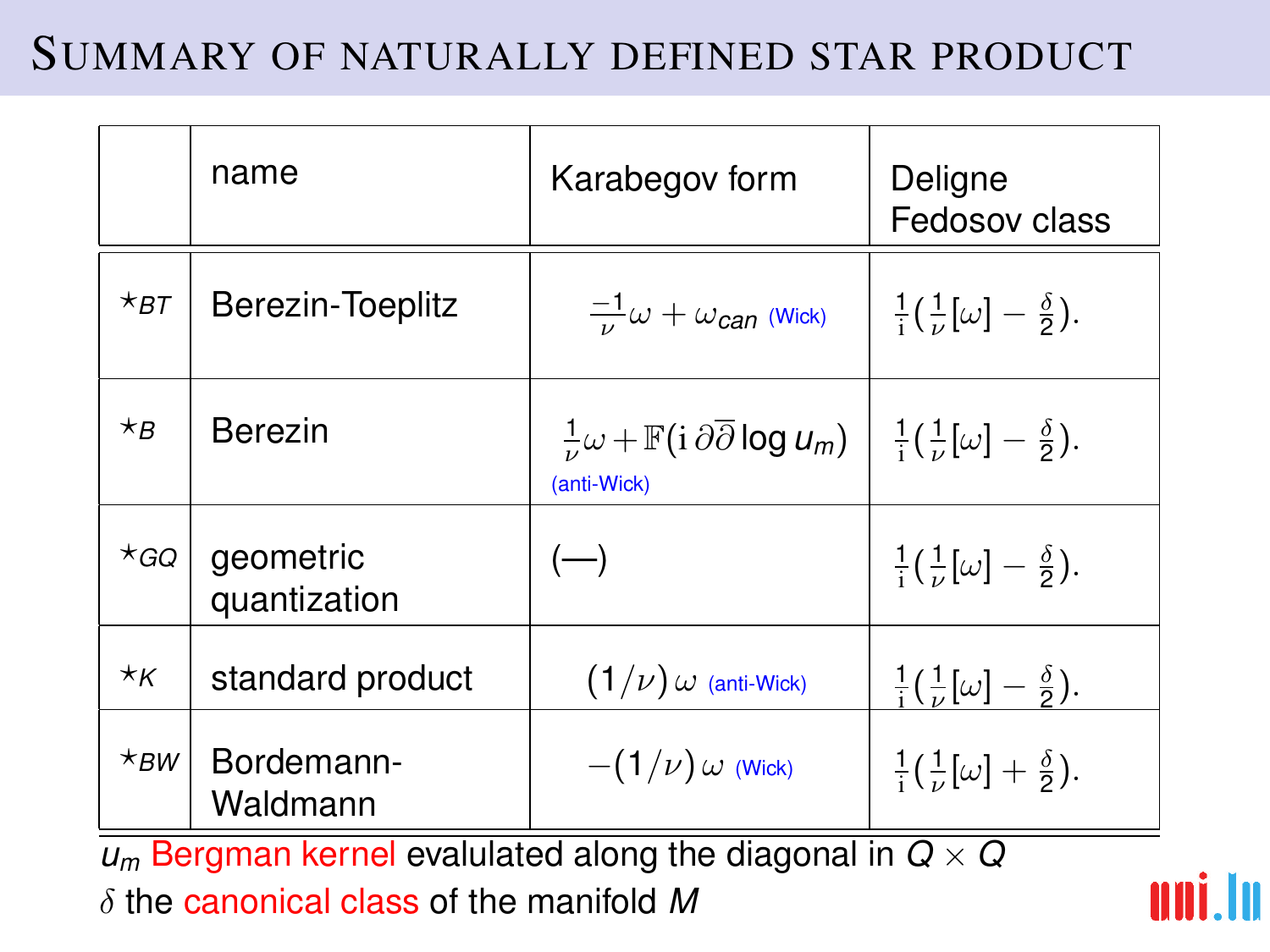# Summary of naturally defined star product

| | name | Karabegov form | Deligne Fedosov class |
|---|---|---|---|
| $\star_{BT}$ | Berezin-Toeplitz | $\frac{-1}{\nu}\omega + \omega_{can}$ (Wick) | $\frac{1}{\mathrm{i}}(\frac{1}{\nu}[\omega] - \frac{\delta}{2})$. |
| $\star_{B}$ | Berezin | $\frac{1}{\nu}\omega + \mathbb{F}(\mathrm{i}\,\partial\overline{\partial}\log u_m)$ (anti-Wick) | $\frac{1}{\mathrm{i}}(\frac{1}{\nu}[\omega] - \frac{\delta}{2})$. |
| $\star_{GQ}$ | geometric quantization | (—) | $\frac{1}{\mathrm{i}}(\frac{1}{\nu}[\omega] - \frac{\delta}{2})$. |
| $\star_{K}$ | standard product | $(1/\nu)\,\omega$ (anti-Wick) | $\frac{1}{\mathrm{i}}(\frac{1}{\nu}[\omega] - \frac{\delta}{2})$. |
| $\star_{BW}$ | Bordemann-Waldmann | $-(1/\nu)\,\omega$ (Wick) | $\frac{1}{\mathrm{i}}(\frac{1}{\nu}[\omega] + \frac{\delta}{2})$. |

$u_m$ Bergman kernel evalulated along the diagonal in $Q \times Q$

$\delta$ the canonical class of the manifold $M$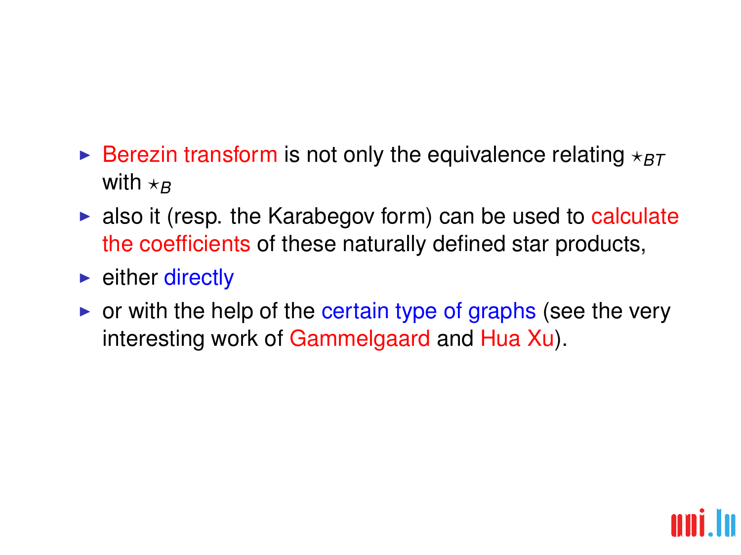- Berezin transform is not only the equivalence relating $\star_{BT}$ with $\star_B$
- also it (resp. the Karabegov form) can be used to calculate the coefficients of these naturally defined star products,
- either directly
- or with the help of the certain type of graphs (see the very interesting work of Gammelgaard and Hua Xu).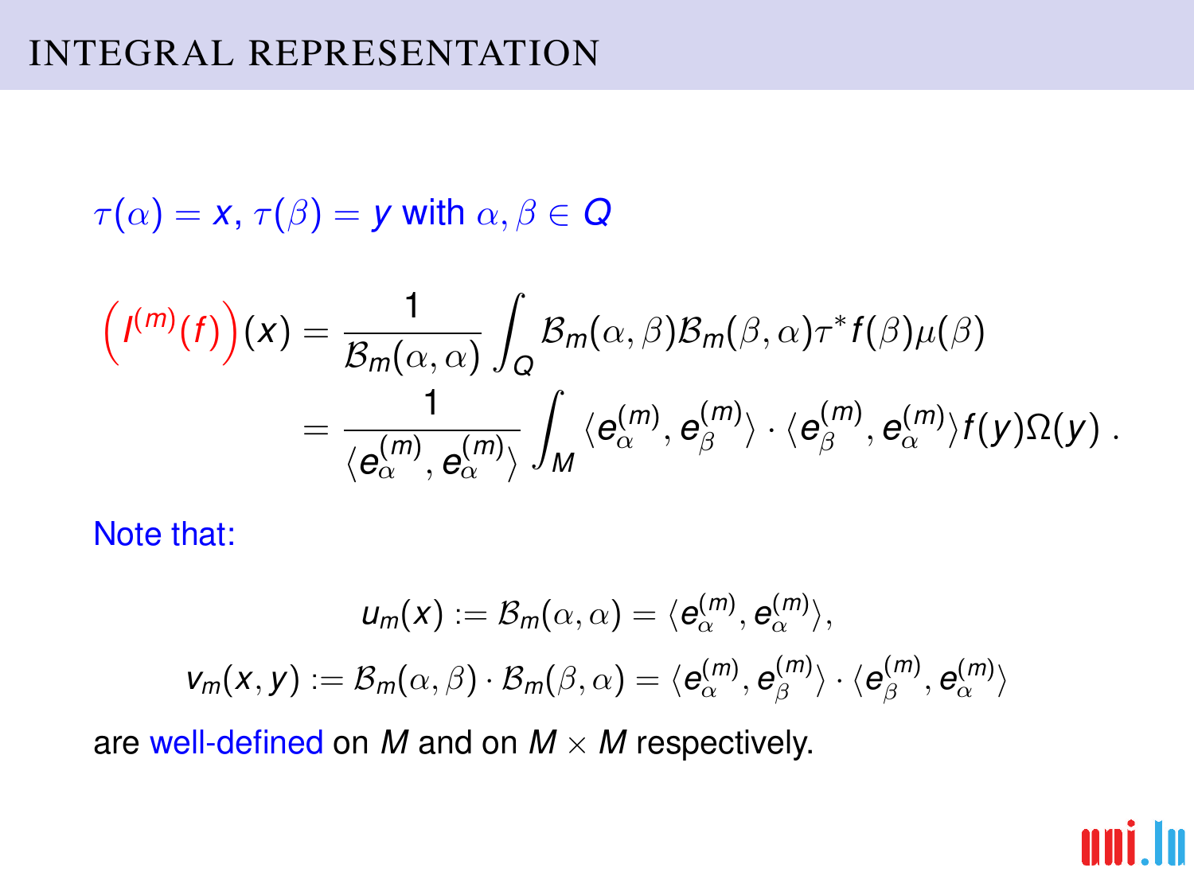# INTEGRAL REPRESENTATION

$\tau(\alpha) = x$, $\tau(\beta) = y$ with $\alpha, \beta \in Q$

$$
\begin{aligned}
\left(I^{(m)}(f)\right)(x) &= \frac{1}{\mathcal{B}_m(\alpha,\alpha)} \int_Q \mathcal{B}_m(\alpha,\beta)\mathcal{B}_m(\beta,\alpha)\tau^* f(\beta)\mu(\beta) \\
&= \frac{1}{\langle e_\alpha^{(m)}, e_\alpha^{(m)} \rangle} \int_M \langle e_\alpha^{(m)}, e_\beta^{(m)} \rangle \cdot \langle e_\beta^{(m)}, e_\alpha^{(m)} \rangle f(y)\Omega(y) \, .
\end{aligned}
$$

Note that:

$$
u_m(x) := \mathcal{B}_m(\alpha,\alpha) = \langle e_\alpha^{(m)}, e_\alpha^{(m)} \rangle,
$$

$$
v_m(x,y) := \mathcal{B}_m(\alpha,\beta) \cdot \mathcal{B}_m(\beta,\alpha) = \langle e_\alpha^{(m)}, e_\beta^{(m)} \rangle \cdot \langle e_\beta^{(m)}, e_\alpha^{(m)} \rangle
$$

are well-defined on $M$ and on $M \times M$ respectively.